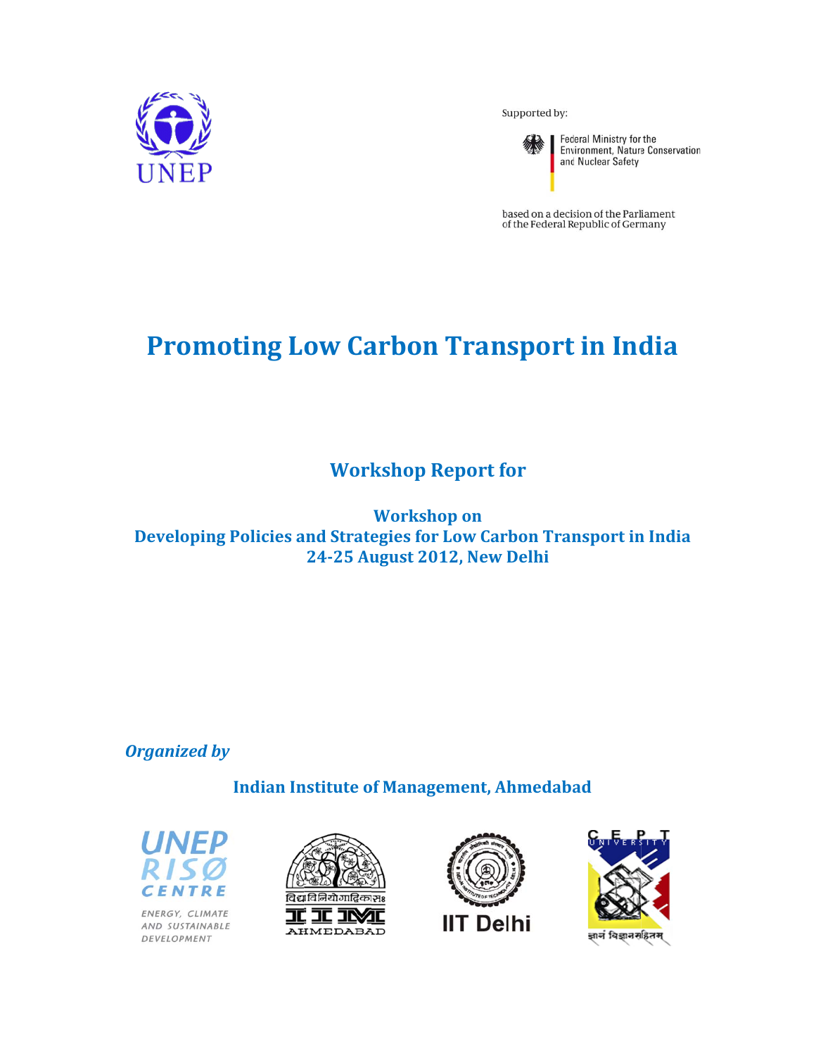Supported by:

Federal Ministry for the Environment, Nature Conservation and Nuclear Safety

based on a decision of the Parliament of the Federal Republic of Germany

# Promoting Low Carbon Transport in India

## Workshop Report for

### Workshop on
### Developing Policies and Strategies for Low Carbon Transport in India
### 24-25 August 2012, New Delhi

***Organized by***

**Indian Institute of Management, Ahmedabad**

UNEP RISØ CENTRE

ENERGY, CLIMATE AND SUSTAINABLE DEVELOPMENT

IIT Delhi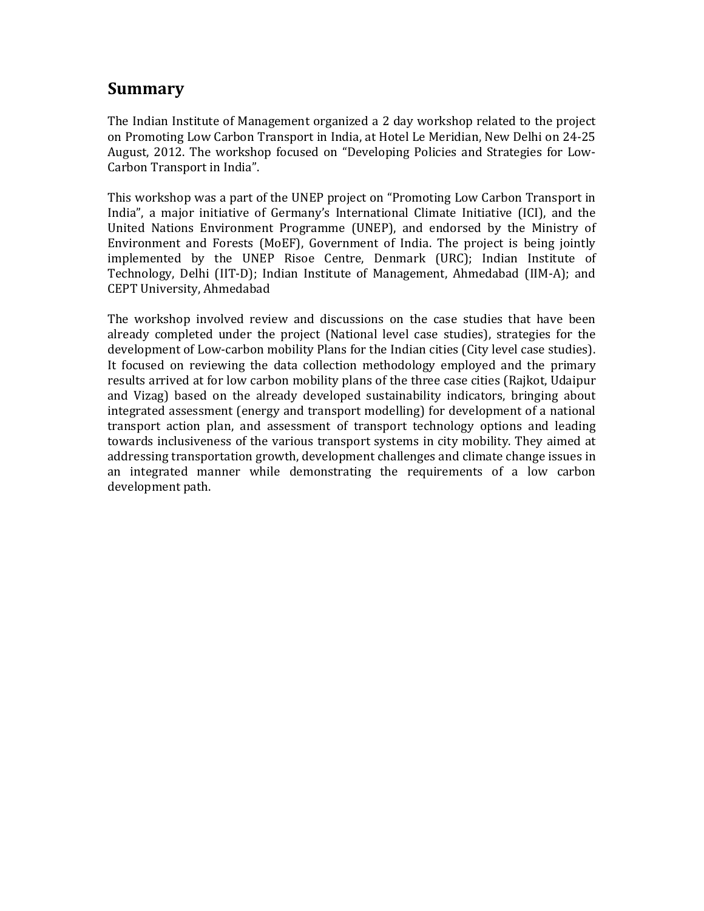# Summary

The Indian Institute of Management organized a 2 day workshop related to the project on Promoting Low Carbon Transport in India, at Hotel Le Meridian, New Delhi on 24-25 August, 2012. The workshop focused on "Developing Policies and Strategies for Low-Carbon Transport in India".

This workshop was a part of the UNEP project on "Promoting Low Carbon Transport in India", a major initiative of Germany's International Climate Initiative (ICI), and the United Nations Environment Programme (UNEP), and endorsed by the Ministry of Environment and Forests (MoEF), Government of India. The project is being jointly implemented by the UNEP Risoe Centre, Denmark (URC); Indian Institute of Technology, Delhi (IIT-D); Indian Institute of Management, Ahmedabad (IIM-A); and CEPT University, Ahmedabad

The workshop involved review and discussions on the case studies that have been already completed under the project (National level case studies), strategies for the development of Low-carbon mobility Plans for the Indian cities (City level case studies). It focused on reviewing the data collection methodology employed and the primary results arrived at for low carbon mobility plans of the three case cities (Rajkot, Udaipur and Vizag) based on the already developed sustainability indicators, bringing about integrated assessment (energy and transport modelling) for development of a national transport action plan, and assessment of transport technology options and leading towards inclusiveness of the various transport systems in city mobility. They aimed at addressing transportation growth, development challenges and climate change issues in an integrated manner while demonstrating the requirements of a low carbon development path.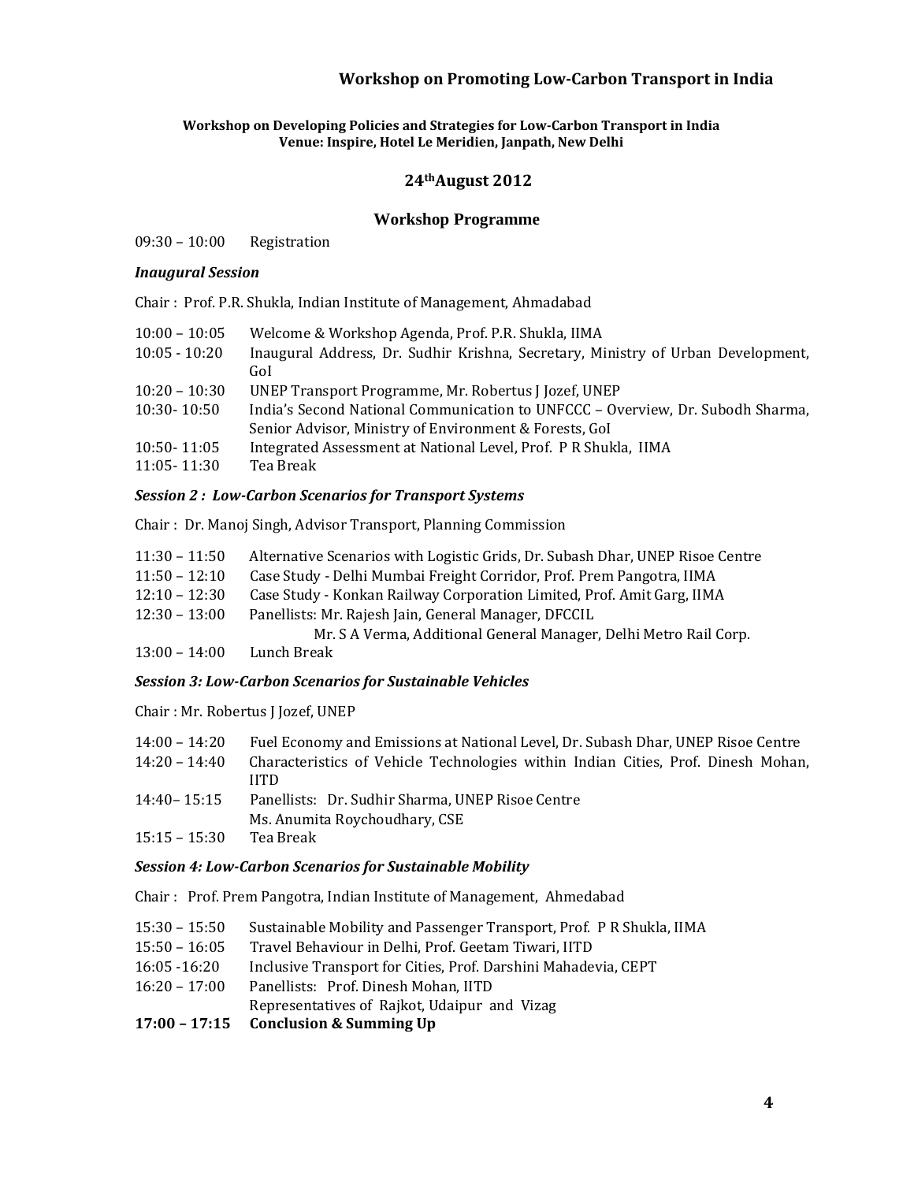## Workshop on Promoting Low-Carbon Transport in India

**Workshop on Developing Policies and Strategies for Low-Carbon Transport in India**
**Venue: Inspire, Hotel Le Meridien, Janpath, New Delhi**

**24th August 2012**

### Workshop Programme

09:30 – 10:00 Registration

***Inaugural Session***

Chair : Prof. P.R. Shukla, Indian Institute of Management, Ahmadabad

| | |
|---|---|
| 10:00 – 10:05 | Welcome & Workshop Agenda, Prof. P.R. Shukla, IIMA |
| 10:05 - 10:20 | Inaugural Address, Dr. Sudhir Krishna, Secretary, Ministry of Urban Development, GoI |
| 10:20 – 10:30 | UNEP Transport Programme, Mr. Robertus J Jozef, UNEP |
| 10:30- 10:50 | India's Second National Communication to UNFCCC – Overview, Dr. Subodh Sharma, Senior Advisor, Ministry of Environment & Forests, GoI |
| 10:50- 11:05 | Integrated Assessment at National Level, Prof. P R Shukla, IIMA |
| 11:05- 11:30 | Tea Break |

***Session 2 : Low-Carbon Scenarios for Transport Systems***

Chair : Dr. Manoj Singh, Advisor Transport, Planning Commission

| | |
|---|---|
| 11:30 – 11:50 | Alternative Scenarios with Logistic Grids, Dr. Subash Dhar, UNEP Risoe Centre |
| 11:50 – 12:10 | Case Study - Delhi Mumbai Freight Corridor, Prof. Prem Pangotra, IIMA |
| 12:10 – 12:30 | Case Study - Konkan Railway Corporation Limited, Prof. Amit Garg, IIMA |
| 12:30 – 13:00 | Panellists: Mr. Rajesh Jain, General Manager, DFCCIL<br>Mr. S A Verma, Additional General Manager, Delhi Metro Rail Corp. |
| 13:00 – 14:00 | Lunch Break |

***Session 3: Low-Carbon Scenarios for Sustainable Vehicles***

Chair : Mr. Robertus J Jozef, UNEP

| | |
|---|---|
| 14:00 – 14:20 | Fuel Economy and Emissions at National Level, Dr. Subash Dhar, UNEP Risoe Centre |
| 14:20 – 14:40 | Characteristics of Vehicle Technologies within Indian Cities, Prof. Dinesh Mohan, IITD |
| 14:40– 15:15 | Panellists: Dr. Sudhir Sharma, UNEP Risoe Centre<br>Ms. Anumita Roychoudhary, CSE |
| 15:15 – 15:30 | Tea Break |

***Session 4: Low-Carbon Scenarios for Sustainable Mobility***

Chair : Prof. Prem Pangotra, Indian Institute of Management, Ahmedabad

| | |
|---|---|
| 15:30 – 15:50 | Sustainable Mobility and Passenger Transport, Prof. P R Shukla, IIMA |
| 15:50 – 16:05 | Travel Behaviour in Delhi, Prof. Geetam Tiwari, IITD |
| 16:05 -16:20 | Inclusive Transport for Cities, Prof. Darshini Mahadevia, CEPT |
| 16:20 – 17:00 | Panellists: Prof. Dinesh Mohan, IITD<br>Representatives of Rajkot, Udaipur and Vizag |
| **17:00 – 17:15** | **Conclusion & Summing Up** |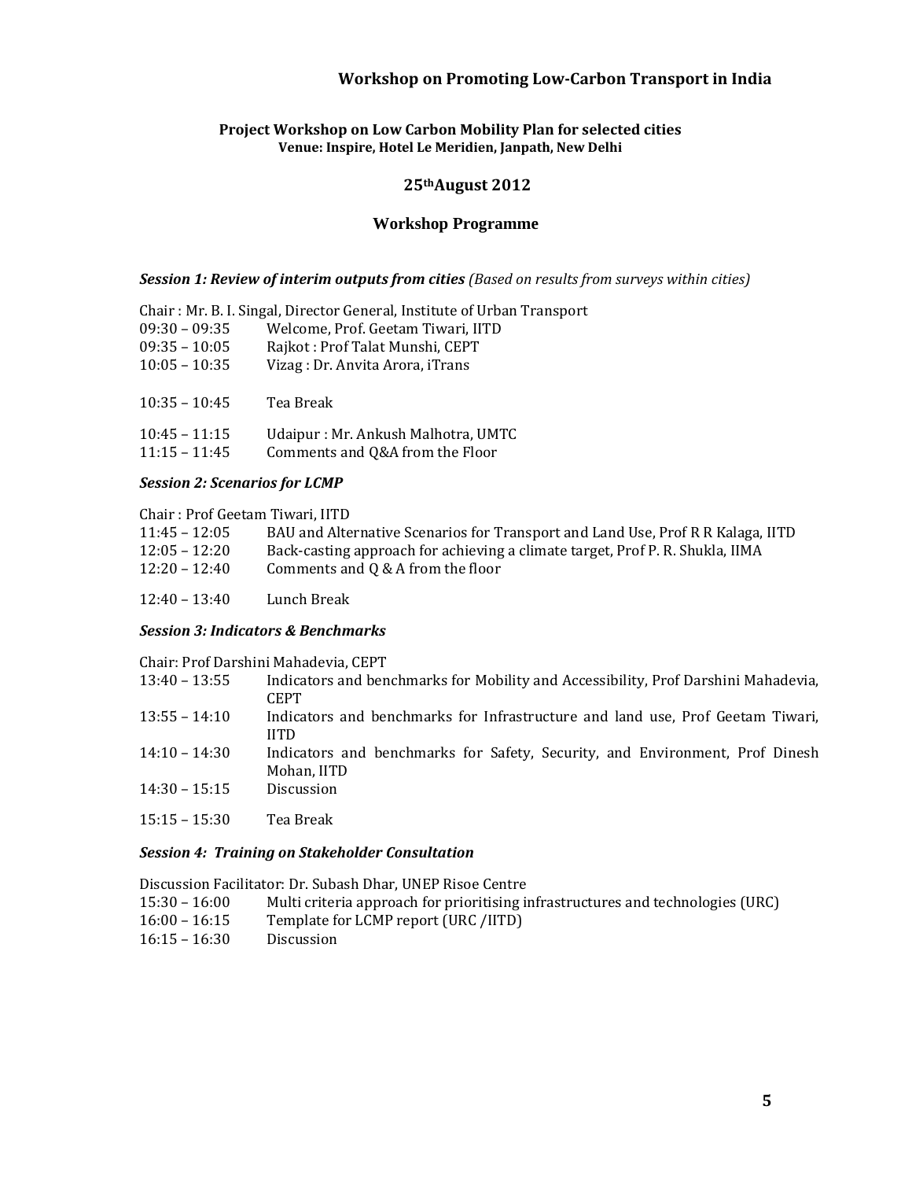## Workshop on Promoting Low-Carbon Transport in India

**Project Workshop on Low Carbon Mobility Plan for selected cities**
**Venue: Inspire, Hotel Le Meridien, Janpath, New Delhi**

**25th August 2012**

### Workshop Programme

***Session 1: Review of interim outputs from cities*** *(Based on results from surveys within cities)*

Chair : Mr. B. I. Singal, Director General, Institute of Urban Transport

| | |
|---|---|
| 09:30 – 09:35 | Welcome, Prof. Geetam Tiwari, IITD |
| 09:35 – 10:05 | Rajkot : Prof Talat Munshi, CEPT |
| 10:05 – 10:35 | Vizag : Dr. Anvita Arora, iTrans |
| 10:35 – 10:45 | Tea Break |
| 10:45 – 11:15 | Udaipur : Mr. Ankush Malhotra, UMTC |
| 11:15 – 11:45 | Comments and Q&A from the Floor |

***Session 2: Scenarios for LCMP***

Chair : Prof Geetam Tiwari, IITD

| | |
|---|---|
| 11:45 – 12:05 | BAU and Alternative Scenarios for Transport and Land Use, Prof R R Kalaga, IITD |
| 12:05 – 12:20 | Back-casting approach for achieving a climate target, Prof P. R. Shukla, IIMA |
| 12:20 – 12:40 | Comments and Q & A from the floor |
| 12:40 – 13:40 | Lunch Break |

***Session 3: Indicators & Benchmarks***

Chair: Prof Darshini Mahadevia, CEPT

| | |
|---|---|
| 13:40 – 13:55 | Indicators and benchmarks for Mobility and Accessibility, Prof Darshini Mahadevia, CEPT |
| 13:55 – 14:10 | Indicators and benchmarks for Infrastructure and land use, Prof Geetam Tiwari, IITD |
| 14:10 – 14:30 | Indicators and benchmarks for Safety, Security, and Environment, Prof Dinesh Mohan, IITD |
| 14:30 – 15:15 | Discussion |
| 15:15 – 15:30 | Tea Break |

***Session 4: Training on Stakeholder Consultation***

Discussion Facilitator: Dr. Subash Dhar, UNEP Risoe Centre

| | |
|---|---|
| 15:30 – 16:00 | Multi criteria approach for prioritising infrastructures and technologies (URC) |
| 16:00 – 16:15 | Template for LCMP report (URC /IITD) |
| 16:15 – 16:30 | Discussion |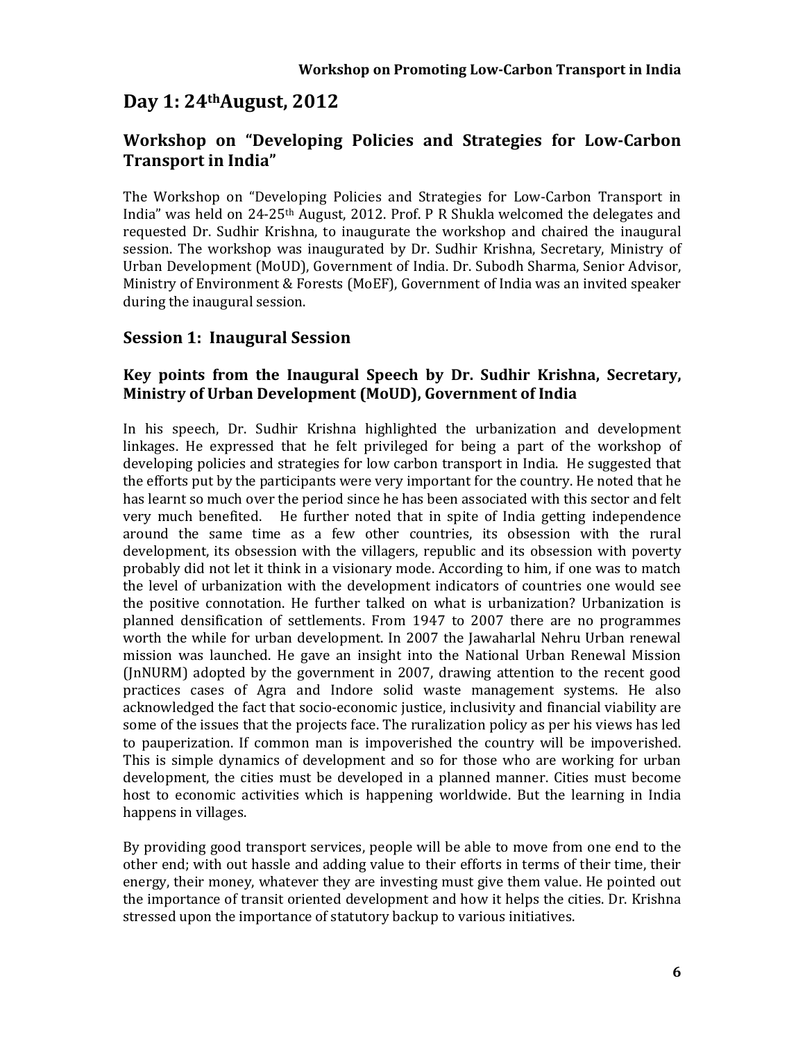## Day 1: 24th August, 2012

### Workshop on "Developing Policies and Strategies for Low-Carbon Transport in India"

The Workshop on "Developing Policies and Strategies for Low-Carbon Transport in India" was held on 24-25th August, 2012. Prof. P R Shukla welcomed the delegates and requested Dr. Sudhir Krishna, to inaugurate the workshop and chaired the inaugural session. The workshop was inaugurated by Dr. Sudhir Krishna, Secretary, Ministry of Urban Development (MoUD), Government of India. Dr. Subodh Sharma, Senior Advisor, Ministry of Environment & Forests (MoEF), Government of India was an invited speaker during the inaugural session.

### Session 1: Inaugural Session

#### Key points from the Inaugural Speech by Dr. Sudhir Krishna, Secretary, Ministry of Urban Development (MoUD), Government of India

In his speech, Dr. Sudhir Krishna highlighted the urbanization and development linkages. He expressed that he felt privileged for being a part of the workshop of developing policies and strategies for low carbon transport in India. He suggested that the efforts put by the participants were very important for the country. He noted that he has learnt so much over the period since he has been associated with this sector and felt very much benefited. He further noted that in spite of India getting independence around the same time as a few other countries, its obsession with the rural development, its obsession with the villagers, republic and its obsession with poverty probably did not let it think in a visionary mode. According to him, if one was to match the level of urbanization with the development indicators of countries one would see the positive connotation. He further talked on what is urbanization? Urbanization is planned densification of settlements. From 1947 to 2007 there are no programmes worth the while for urban development. In 2007 the Jawaharlal Nehru Urban renewal mission was launched. He gave an insight into the National Urban Renewal Mission (JnNURM) adopted by the government in 2007, drawing attention to the recent good practices cases of Agra and Indore solid waste management systems. He also acknowledged the fact that socio-economic justice, inclusivity and financial viability are some of the issues that the projects face. The ruralization policy as per his views has led to pauperization. If common man is impoverished the country will be impoverished. This is simple dynamics of development and so for those who are working for urban development, the cities must be developed in a planned manner. Cities must become host to economic activities which is happening worldwide. But the learning in India happens in villages.

By providing good transport services, people will be able to move from one end to the other end; with out hassle and adding value to their efforts in terms of their time, their energy, their money, whatever they are investing must give them value. He pointed out the importance of transit oriented development and how it helps the cities. Dr. Krishna stressed upon the importance of statutory backup to various initiatives.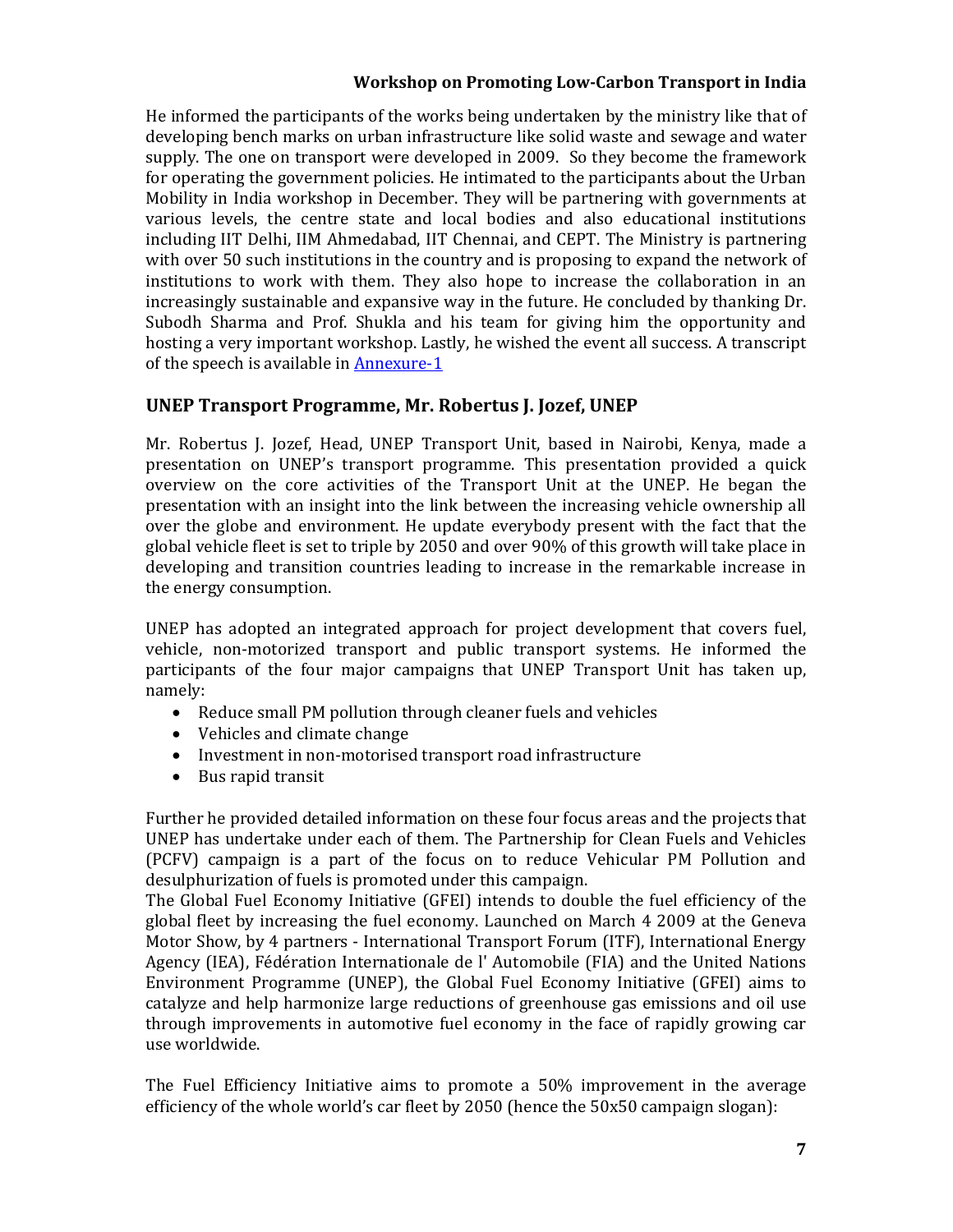He informed the participants of the works being undertaken by the ministry like that of developing bench marks on urban infrastructure like solid waste and sewage and water supply. The one on transport were developed in 2009. So they become the framework for operating the government policies. He intimated to the participants about the Urban Mobility in India workshop in December. They will be partnering with governments at various levels, the centre state and local bodies and also educational institutions including IIT Delhi, IIM Ahmedabad, IIT Chennai, and CEPT. The Ministry is partnering with over 50 such institutions in the country and is proposing to expand the network of institutions to work with them. They also hope to increase the collaboration in an increasingly sustainable and expansive way in the future. He concluded by thanking Dr. Subodh Sharma and Prof. Shukla and his team for giving him the opportunity and hosting a very important workshop. Lastly, he wished the event all success. A transcript of the speech is available in Annexure-1

## UNEP Transport Programme, Mr. Robertus J. Jozef, UNEP

Mr. Robertus J. Jozef, Head, UNEP Transport Unit, based in Nairobi, Kenya, made a presentation on UNEP's transport programme. This presentation provided a quick overview on the core activities of the Transport Unit at the UNEP. He began the presentation with an insight into the link between the increasing vehicle ownership all over the globe and environment. He update everybody present with the fact that the global vehicle fleet is set to triple by 2050 and over 90% of this growth will take place in developing and transition countries leading to increase in the remarkable increase in the energy consumption.

UNEP has adopted an integrated approach for project development that covers fuel, vehicle, non-motorized transport and public transport systems. He informed the participants of the four major campaigns that UNEP Transport Unit has taken up, namely:

- Reduce small PM pollution through cleaner fuels and vehicles
- Vehicles and climate change
- Investment in non-motorised transport road infrastructure
- Bus rapid transit

Further he provided detailed information on these four focus areas and the projects that UNEP has undertake under each of them. The Partnership for Clean Fuels and Vehicles (PCFV) campaign is a part of the focus on to reduce Vehicular PM Pollution and desulphurization of fuels is promoted under this campaign.
The Global Fuel Economy Initiative (GFEI) intends to double the fuel efficiency of the global fleet by increasing the fuel economy. Launched on March 4 2009 at the Geneva Motor Show, by 4 partners - International Transport Forum (ITF), International Energy Agency (IEA), Fédération Internationale de l' Automobile (FIA) and the United Nations Environment Programme (UNEP), the Global Fuel Economy Initiative (GFEI) aims to catalyze and help harmonize large reductions of greenhouse gas emissions and oil use through improvements in automotive fuel economy in the face of rapidly growing car use worldwide.

The Fuel Efficiency Initiative aims to promote a 50% improvement in the average efficiency of the whole world's car fleet by 2050 (hence the 50x50 campaign slogan):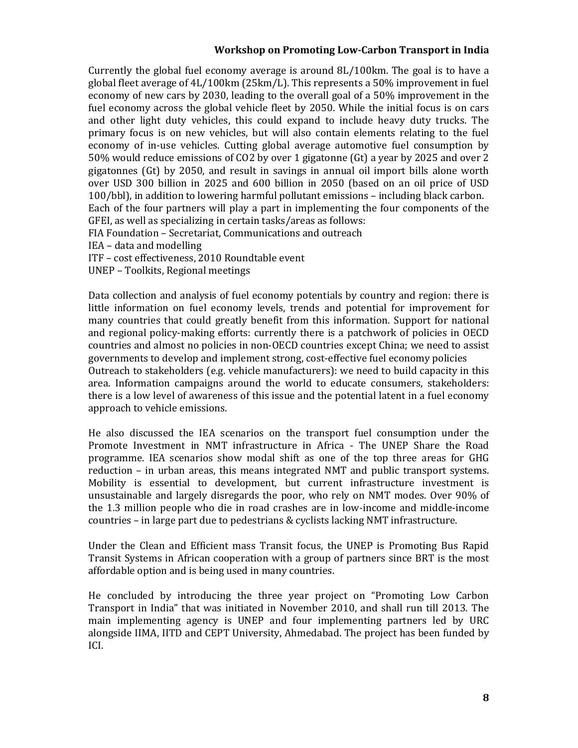Currently the global fuel economy average is around 8L/100km. The goal is to have a global fleet average of 4L/100km (25km/L). This represents a 50% improvement in fuel economy of new cars by 2030, leading to the overall goal of a 50% improvement in the fuel economy across the global vehicle fleet by 2050. While the initial focus is on cars and other light duty vehicles, this could expand to include heavy duty trucks. The primary focus is on new vehicles, but will also contain elements relating to the fuel economy of in-use vehicles. Cutting global average automotive fuel consumption by 50% would reduce emissions of $CO_2$ by over 1 gigatonne (Gt) a year by 2025 and over 2 gigatonnes (Gt) by 2050, and result in savings in annual oil import bills alone worth over USD 300 billion in 2025 and 600 billion in 2050 (based on an oil price of USD 100/bbl), in addition to lowering harmful pollutant emissions – including black carbon.
Each of the four partners will play a part in implementing the four components of the GFEI, as well as specializing in certain tasks/areas as follows:

FIA Foundation – Secretariat, Communications and outreach
IEA – data and modelling
ITF – cost effectiveness, 2010 Roundtable event
UNEP – Toolkits, Regional meetings

Data collection and analysis of fuel economy potentials by country and region: there is little information on fuel economy levels, trends and potential for improvement for many countries that could greatly benefit from this information. Support for national and regional policy-making efforts: currently there is a patchwork of policies in OECD countries and almost no policies in non-OECD countries except China; we need to assist governments to develop and implement strong, cost-effective fuel economy policies
Outreach to stakeholders (e.g. vehicle manufacturers): we need to build capacity in this area. Information campaigns around the world to educate consumers, stakeholders: there is a low level of awareness of this issue and the potential latent in a fuel economy approach to vehicle emissions.

He also discussed the IEA scenarios on the transport fuel consumption under the Promote Investment in NMT infrastructure in Africa - The UNEP Share the Road programme. IEA scenarios show modal shift as one of the top three areas for GHG reduction – in urban areas, this means integrated NMT and public transport systems. Mobility is essential to development, but current infrastructure investment is unsustainable and largely disregards the poor, who rely on NMT modes. Over 90% of the 1.3 million people who die in road crashes are in low-income and middle-income countries – in large part due to pedestrians & cyclists lacking NMT infrastructure.

Under the Clean and Efficient mass Transit focus, the UNEP is Promoting Bus Rapid Transit Systems in African cooperation with a group of partners since BRT is the most affordable option and is being used in many countries.

He concluded by introducing the three year project on "Promoting Low Carbon Transport in India" that was initiated in November 2010, and shall run till 2013. The main implementing agency is UNEP and four implementing partners led by URC alongside IIMA, IITD and CEPT University, Ahmedabad. The project has been funded by ICI.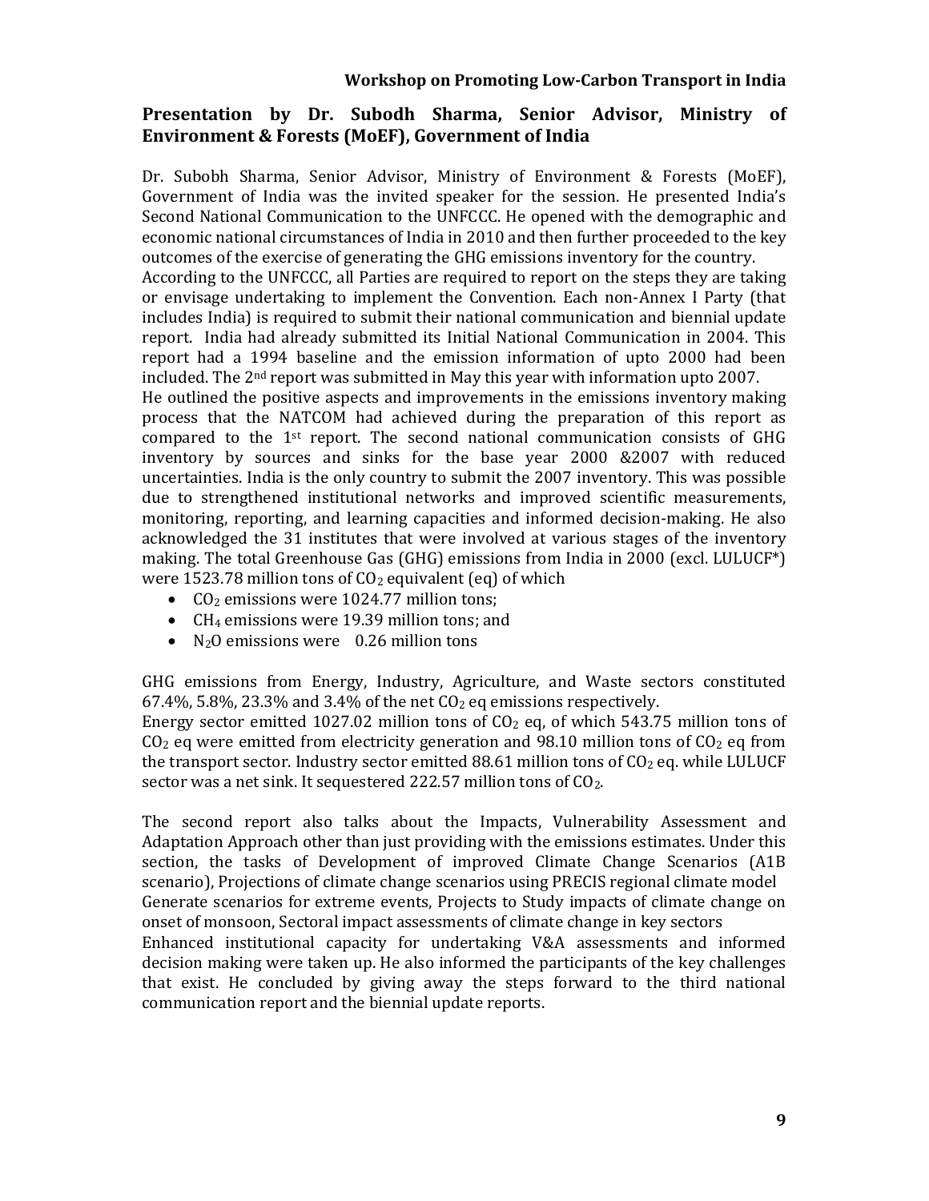## Presentation by Dr. Subodh Sharma, Senior Advisor, Ministry of Environment & Forests (MoEF), Government of India

Dr. Subobh Sharma, Senior Advisor, Ministry of Environment & Forests (MoEF), Government of India was the invited speaker for the session. He presented India's Second National Communication to the UNFCCC. He opened with the demographic and economic national circumstances of India in 2010 and then further proceeded to the key outcomes of the exercise of generating the GHG emissions inventory for the country.
According to the UNFCCC, all Parties are required to report on the steps they are taking or envisage undertaking to implement the Convention. Each non-Annex I Party (that includes India) is required to submit their national communication and biennial update report. India had already submitted its Initial National Communication in 2004. This report had a 1994 baseline and the emission information of upto 2000 had been included. The 2[nd] report was submitted in May this year with information upto 2007.
He outlined the positive aspects and improvements in the emissions inventory making process that the NATCOM had achieved during the preparation of this report as compared to the 1[st] report. The second national communication consists of GHG inventory by sources and sinks for the base year 2000 &2007 with reduced uncertainties. India is the only country to submit the 2007 inventory. This was possible due to strengthened institutional networks and improved scientific measurements, monitoring, reporting, and learning capacities and informed decision-making. He also acknowledged the 31 institutes that were involved at various stages of the inventory making. The total Greenhouse Gas (GHG) emissions from India in 2000 (excl. LULUCF*) were 1523.78 million tons of $CO_2$ equivalent (eq) of which

- $CO_2$ emissions were 1024.77 million tons;
- $CH_4$ emissions were 19.39 million tons; and
- $N_2O$ emissions were 0.26 million tons

GHG emissions from Energy, Industry, Agriculture, and Waste sectors constituted 67.4%, 5.8%, 23.3% and 3.4% of the net $CO_2$ eq emissions respectively.
Energy sector emitted 1027.02 million tons of $CO_2$ eq, of which 543.75 million tons of $CO_2$ eq were emitted from electricity generation and 98.10 million tons of $CO_2$ eq from the transport sector. Industry sector emitted 88.61 million tons of $CO_2$ eq. while LULUCF sector was a net sink. It sequestered 222.57 million tons of $CO_2$.

The second report also talks about the Impacts, Vulnerability Assessment and Adaptation Approach other than just providing with the emissions estimates. Under this section, the tasks of Development of improved Climate Change Scenarios (A1B scenario), Projections of climate change scenarios using PRECIS regional climate model Generate scenarios for extreme events, Projects to Study impacts of climate change on onset of monsoon, Sectoral impact assessments of climate change in key sectors Enhanced institutional capacity for undertaking V&A assessments and informed decision making were taken up. He also informed the participants of the key challenges that exist. He concluded by giving away the steps forward to the third national communication report and the biennial update reports.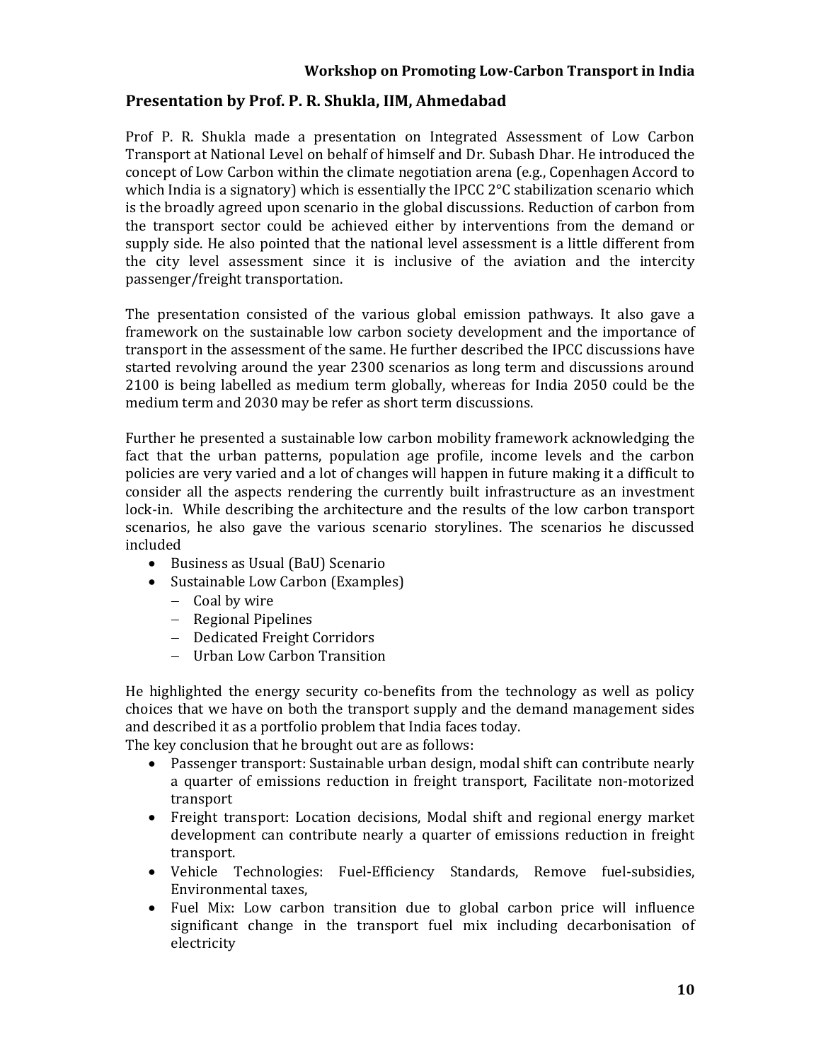## Presentation by Prof. P. R. Shukla, IIM, Ahmedabad

Prof P. R. Shukla made a presentation on Integrated Assessment of Low Carbon Transport at National Level on behalf of himself and Dr. Subash Dhar. He introduced the concept of Low Carbon within the climate negotiation arena (e.g., Copenhagen Accord to which India is a signatory) which is essentially the IPCC 2°C stabilization scenario which is the broadly agreed upon scenario in the global discussions. Reduction of carbon from the transport sector could be achieved either by interventions from the demand or supply side. He also pointed that the national level assessment is a little different from the city level assessment since it is inclusive of the aviation and the intercity passenger/freight transportation.

The presentation consisted of the various global emission pathways. It also gave a framework on the sustainable low carbon society development and the importance of transport in the assessment of the same. He further described the IPCC discussions have started revolving around the year 2300 scenarios as long term and discussions around 2100 is being labelled as medium term globally, whereas for India 2050 could be the medium term and 2030 may be refer as short term discussions.

Further he presented a sustainable low carbon mobility framework acknowledging the fact that the urban patterns, population age profile, income levels and the carbon policies are very varied and a lot of changes will happen in future making it a difficult to consider all the aspects rendering the currently built infrastructure as an investment lock-in. While describing the architecture and the results of the low carbon transport scenarios, he also gave the various scenario storylines. The scenarios he discussed included

- Business as Usual (BaU) Scenario
- Sustainable Low Carbon (Examples)
  - Coal by wire
  - Regional Pipelines
  - Dedicated Freight Corridors
  - Urban Low Carbon Transition

He highlighted the energy security co-benefits from the technology as well as policy choices that we have on both the transport supply and the demand management sides and described it as a portfolio problem that India faces today.
The key conclusion that he brought out are as follows:

- Passenger transport: Sustainable urban design, modal shift can contribute nearly a quarter of emissions reduction in freight transport, Facilitate non-motorized transport
- Freight transport: Location decisions, Modal shift and regional energy market development can contribute nearly a quarter of emissions reduction in freight transport.
- Vehicle Technologies: Fuel-Efficiency Standards, Remove fuel-subsidies, Environmental taxes,
- Fuel Mix: Low carbon transition due to global carbon price will influence significant change in the transport fuel mix including decarbonisation of electricity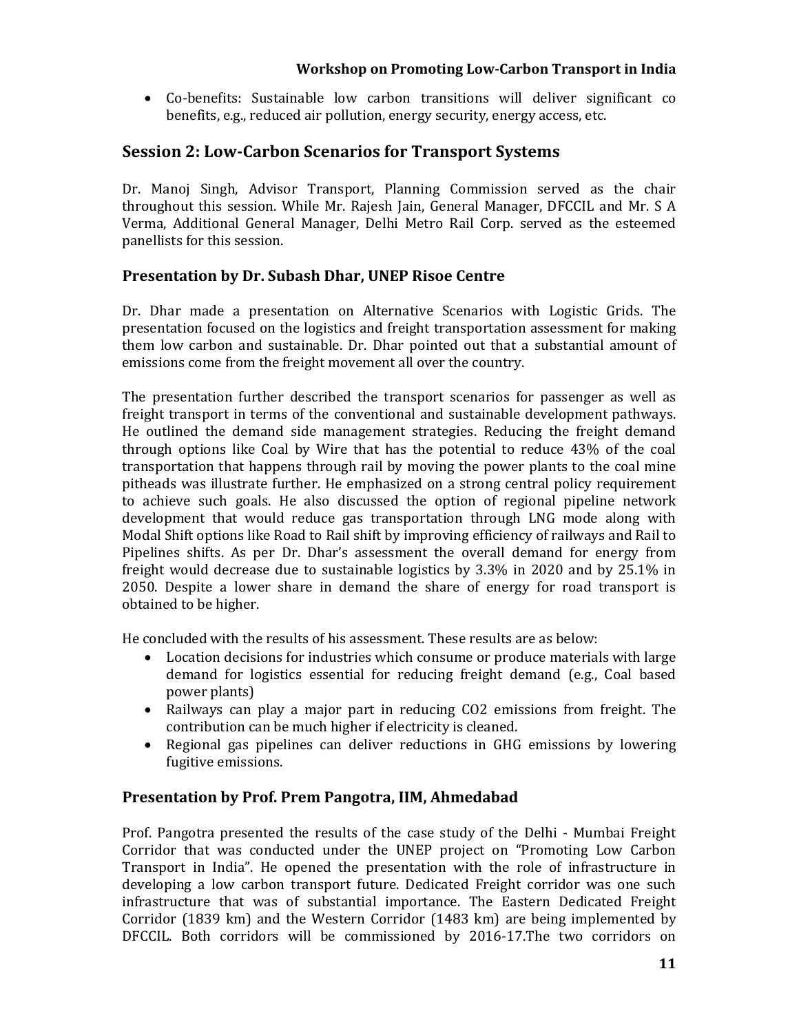- Co-benefits: Sustainable low carbon transitions will deliver significant co benefits, e.g., reduced air pollution, energy security, energy access, etc.

## Session 2: Low-Carbon Scenarios for Transport Systems

Dr. Manoj Singh, Advisor Transport, Planning Commission served as the chair throughout this session. While Mr. Rajesh Jain, General Manager, DFCCIL and Mr. S A Verma, Additional General Manager, Delhi Metro Rail Corp. served as the esteemed panellists for this session.

### Presentation by Dr. Subash Dhar, UNEP Risoe Centre

Dr. Dhar made a presentation on Alternative Scenarios with Logistic Grids. The presentation focused on the logistics and freight transportation assessment for making them low carbon and sustainable. Dr. Dhar pointed out that a substantial amount of emissions come from the freight movement all over the country.

The presentation further described the transport scenarios for passenger as well as freight transport in terms of the conventional and sustainable development pathways. He outlined the demand side management strategies. Reducing the freight demand through options like Coal by Wire that has the potential to reduce 43% of the coal transportation that happens through rail by moving the power plants to the coal mine pitheads was illustrate further. He emphasized on a strong central policy requirement to achieve such goals. He also discussed the option of regional pipeline network development that would reduce gas transportation through LNG mode along with Modal Shift options like Road to Rail shift by improving efficiency of railways and Rail to Pipelines shifts. As per Dr. Dhar's assessment the overall demand for energy from freight would decrease due to sustainable logistics by 3.3% in 2020 and by 25.1% in 2050. Despite a lower share in demand the share of energy for road transport is obtained to be higher.

He concluded with the results of his assessment. These results are as below:

- Location decisions for industries which consume or produce materials with large demand for logistics essential for reducing freight demand (e.g., Coal based power plants)
- Railways can play a major part in reducing $CO_2$ emissions from freight. The contribution can be much higher if electricity is cleaned.
- Regional gas pipelines can deliver reductions in GHG emissions by lowering fugitive emissions.

### Presentation by Prof. Prem Pangotra, IIM, Ahmedabad

Prof. Pangotra presented the results of the case study of the Delhi - Mumbai Freight Corridor that was conducted under the UNEP project on "Promoting Low Carbon Transport in India". He opened the presentation with the role of infrastructure in developing a low carbon transport future. Dedicated Freight corridor was one such infrastructure that was of substantial importance. The Eastern Dedicated Freight Corridor (1839 km) and the Western Corridor (1483 km) are being implemented by DFCCIL. Both corridors will be commissioned by 2016-17.The two corridors on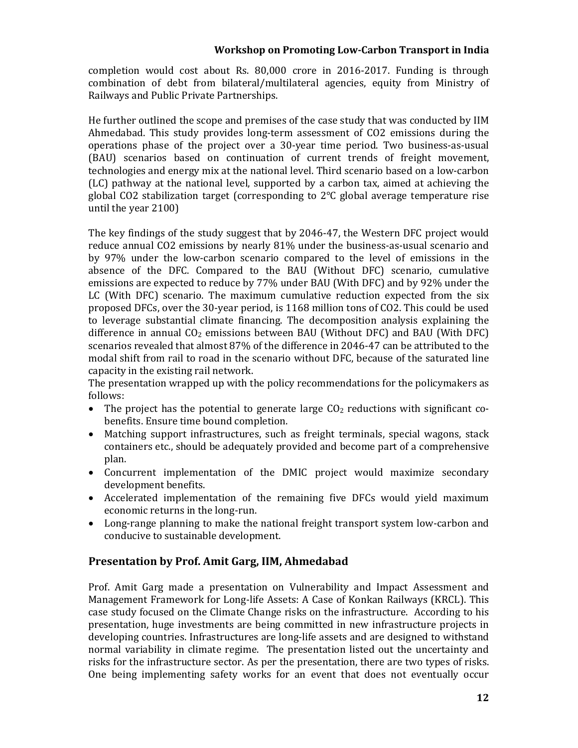completion would cost about Rs. 80,000 crore in 2016-2017. Funding is through combination of debt from bilateral/multilateral agencies, equity from Ministry of Railways and Public Private Partnerships.

He further outlined the scope and premises of the case study that was conducted by IIM Ahmedabad. This study provides long-term assessment of CO2 emissions during the operations phase of the project over a 30-year time period. Two business-as-usual (BAU) scenarios based on continuation of current trends of freight movement, technologies and energy mix at the national level. Third scenario based on a low-carbon (LC) pathway at the national level, supported by a carbon tax, aimed at achieving the global CO2 stabilization target (corresponding to 2°C global average temperature rise until the year 2100)

The key findings of the study suggest that by 2046-47, the Western DFC project would reduce annual CO2 emissions by nearly 81% under the business-as-usual scenario and by 97% under the low-carbon scenario compared to the level of emissions in the absence of the DFC. Compared to the BAU (Without DFC) scenario, cumulative emissions are expected to reduce by 77% under BAU (With DFC) and by 92% under the LC (With DFC) scenario. The maximum cumulative reduction expected from the six proposed DFCs, over the 30-year period, is 1168 million tons of CO2. This could be used to leverage substantial climate financing. The decomposition analysis explaining the difference in annual $CO_2$ emissions between BAU (Without DFC) and BAU (With DFC) scenarios revealed that almost 87% of the difference in 2046-47 can be attributed to the modal shift from rail to road in the scenario without DFC, because of the saturated line capacity in the existing rail network.

The presentation wrapped up with the policy recommendations for the policymakers as follows:

- The project has the potential to generate large $CO_2$ reductions with significant co-benefits. Ensure time bound completion.
- Matching support infrastructures, such as freight terminals, special wagons, stack containers etc., should be adequately provided and become part of a comprehensive plan.
- Concurrent implementation of the DMIC project would maximize secondary development benefits.
- Accelerated implementation of the remaining five DFCs would yield maximum economic returns in the long-run.
- Long-range planning to make the national freight transport system low-carbon and conducive to sustainable development.

## Presentation by Prof. Amit Garg, IIM, Ahmedabad

Prof. Amit Garg made a presentation on Vulnerability and Impact Assessment and Management Framework for Long-life Assets: A Case of Konkan Railways (KRCL). This case study focused on the Climate Change risks on the infrastructure. According to his presentation, huge investments are being committed in new infrastructure projects in developing countries. Infrastructures are long-life assets and are designed to withstand normal variability in climate regime. The presentation listed out the uncertainty and risks for the infrastructure sector. As per the presentation, there are two types of risks. One being implementing safety works for an event that does not eventually occur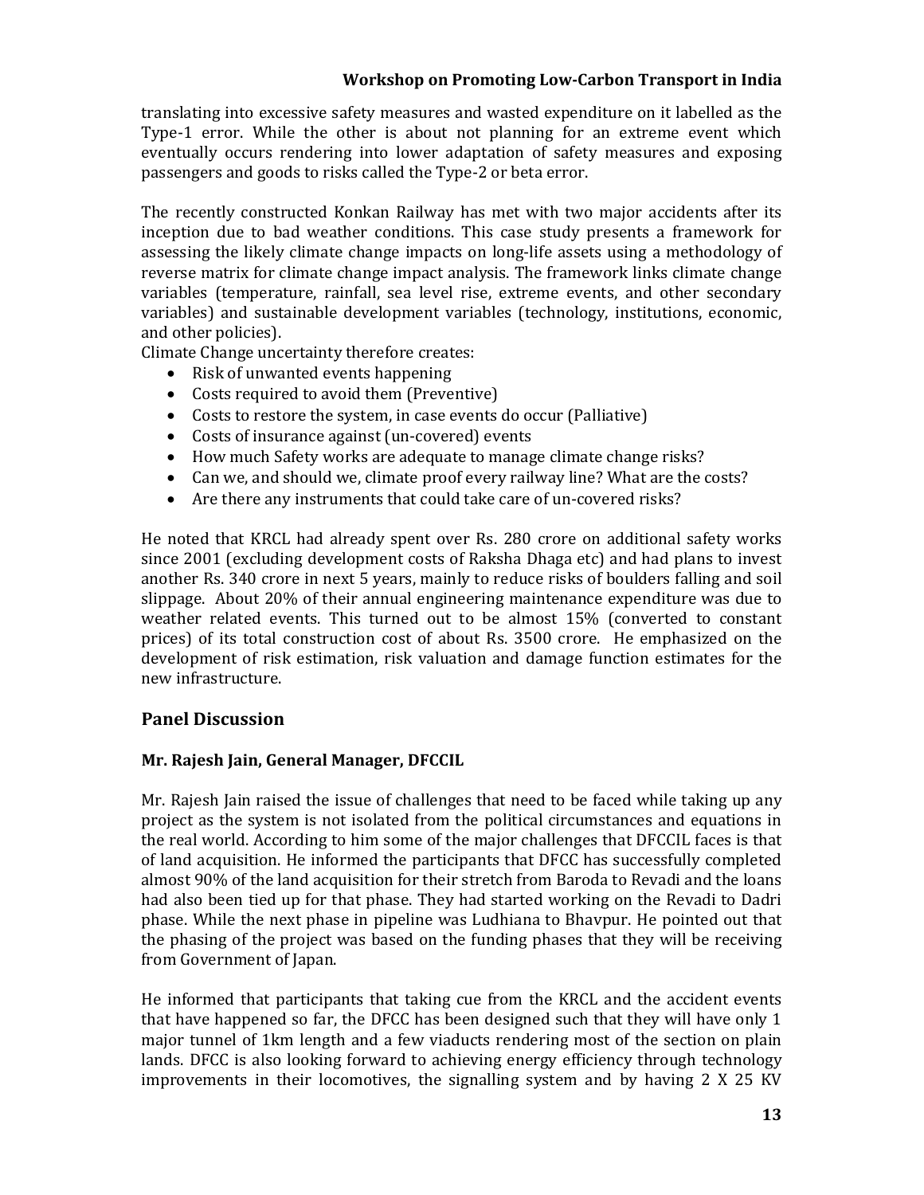translating into excessive safety measures and wasted expenditure on it labelled as the Type-1 error. While the other is about not planning for an extreme event which eventually occurs rendering into lower adaptation of safety measures and exposing passengers and goods to risks called the Type-2 or beta error.

The recently constructed Konkan Railway has met with two major accidents after its inception due to bad weather conditions. This case study presents a framework for assessing the likely climate change impacts on long-life assets using a methodology of reverse matrix for climate change impact analysis. The framework links climate change variables (temperature, rainfall, sea level rise, extreme events, and other secondary variables) and sustainable development variables (technology, institutions, economic, and other policies).

Climate Change uncertainty therefore creates:

- Risk of unwanted events happening
- Costs required to avoid them (Preventive)
- Costs to restore the system, in case events do occur (Palliative)
- Costs of insurance against (un-covered) events
- How much Safety works are adequate to manage climate change risks?
- Can we, and should we, climate proof every railway line? What are the costs?
- Are there any instruments that could take care of un-covered risks?

He noted that KRCL had already spent over Rs. 280 crore on additional safety works since 2001 (excluding development costs of Raksha Dhaga etc) and had plans to invest another Rs. 340 crore in next 5 years, mainly to reduce risks of boulders falling and soil slippage. About 20% of their annual engineering maintenance expenditure was due to weather related events. This turned out to be almost 15% (converted to constant prices) of its total construction cost of about Rs. 3500 crore. He emphasized on the development of risk estimation, risk valuation and damage function estimates for the new infrastructure.

## Panel Discussion

### Mr. Rajesh Jain, General Manager, DFCCIL

Mr. Rajesh Jain raised the issue of challenges that need to be faced while taking up any project as the system is not isolated from the political circumstances and equations in the real world. According to him some of the major challenges that DFCCIL faces is that of land acquisition. He informed the participants that DFCC has successfully completed almost 90% of the land acquisition for their stretch from Baroda to Revadi and the loans had also been tied up for that phase. They had started working on the Revadi to Dadri phase. While the next phase in pipeline was Ludhiana to Bhavpur. He pointed out that the phasing of the project was based on the funding phases that they will be receiving from Government of Japan.

He informed that participants that taking cue from the KRCL and the accident events that have happened so far, the DFCC has been designed such that they will have only 1 major tunnel of 1km length and a few viaducts rendering most of the section on plain lands. DFCC is also looking forward to achieving energy efficiency through technology improvements in their locomotives, the signalling system and by having 2 X 25 KV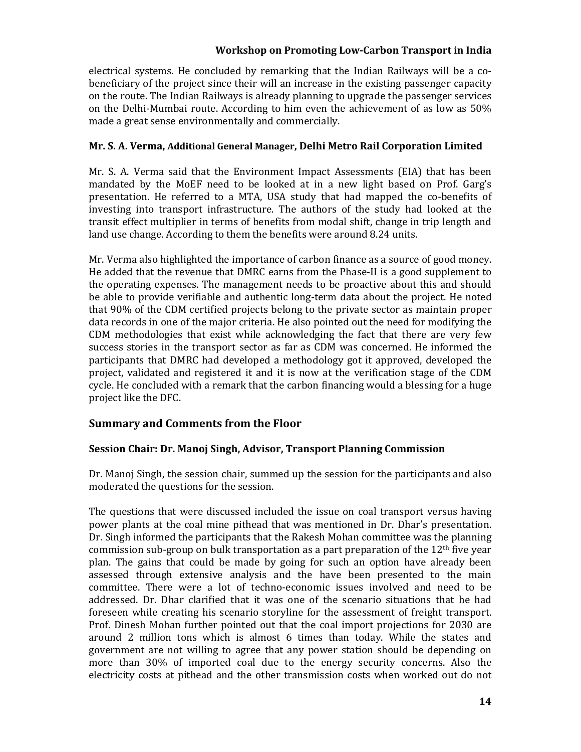electrical systems. He concluded by remarking that the Indian Railways will be a co-beneficiary of the project since their will an increase in the existing passenger capacity on the route. The Indian Railways is already planning to upgrade the passenger services on the Delhi-Mumbai route. According to him even the achievement of as low as 50% made a great sense environmentally and commercially.

**Mr. S. A. Verma, Additional General Manager, Delhi Metro Rail Corporation Limited**

Mr. S. A. Verma said that the Environment Impact Assessments (EIA) that has been mandated by the MoEF need to be looked at in a new light based on Prof. Garg's presentation. He referred to a MTA, USA study that had mapped the co-benefits of investing into transport infrastructure. The authors of the study had looked at the transit effect multiplier in terms of benefits from modal shift, change in trip length and land use change. According to them the benefits were around 8.24 units.

Mr. Verma also highlighted the importance of carbon finance as a source of good money. He added that the revenue that DMRC earns from the Phase-II is a good supplement to the operating expenses. The management needs to be proactive about this and should be able to provide verifiable and authentic long-term data about the project. He noted that 90% of the CDM certified projects belong to the private sector as maintain proper data records in one of the major criteria. He also pointed out the need for modifying the CDM methodologies that exist while acknowledging the fact that there are very few success stories in the transport sector as far as CDM was concerned. He informed the participants that DMRC had developed a methodology got it approved, developed the project, validated and registered it and it is now at the verification stage of the CDM cycle. He concluded with a remark that the carbon financing would a blessing for a huge project like the DFC.

## Summary and Comments from the Floor

**Session Chair: Dr. Manoj Singh, Advisor, Transport Planning Commission**

Dr. Manoj Singh, the session chair, summed up the session for the participants and also moderated the questions for the session.

The questions that were discussed included the issue on coal transport versus having power plants at the coal mine pithead that was mentioned in Dr. Dhar's presentation. Dr. Singh informed the participants that the Rakesh Mohan committee was the planning commission sub-group on bulk transportation as a part preparation of the 12th five year plan. The gains that could be made by going for such an option have already been assessed through extensive analysis and the have been presented to the main committee. There were a lot of techno-economic issues involved and need to be addressed. Dr. Dhar clarified that it was one of the scenario situations that he had foreseen while creating his scenario storyline for the assessment of freight transport. Prof. Dinesh Mohan further pointed out that the coal import projections for 2030 are around 2 million tons which is almost 6 times than today. While the states and government are not willing to agree that any power station should be depending on more than 30% of imported coal due to the energy security concerns. Also the electricity costs at pithead and the other transmission costs when worked out do not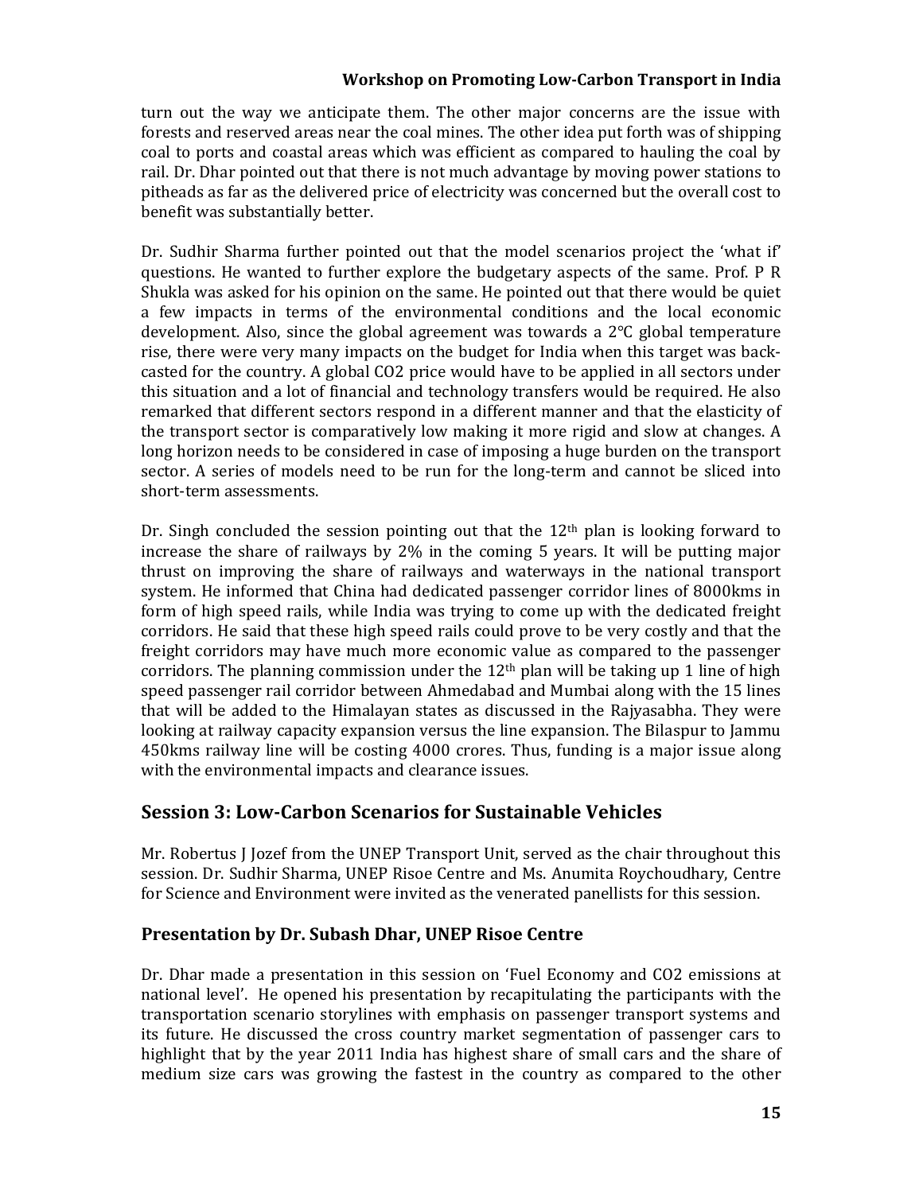turn out the way we anticipate them. The other major concerns are the issue with forests and reserved areas near the coal mines. The other idea put forth was of shipping coal to ports and coastal areas which was efficient as compared to hauling the coal by rail. Dr. Dhar pointed out that there is not much advantage by moving power stations to pitheads as far as the delivered price of electricity was concerned but the overall cost to benefit was substantially better.

Dr. Sudhir Sharma further pointed out that the model scenarios project the 'what if' questions. He wanted to further explore the budgetary aspects of the same. Prof. P R Shukla was asked for his opinion on the same. He pointed out that there would be quiet a few impacts in terms of the environmental conditions and the local economic development. Also, since the global agreement was towards a 2°C global temperature rise, there were very many impacts on the budget for India when this target was back-casted for the country. A global $CO_2$ price would have to be applied in all sectors under this situation and a lot of financial and technology transfers would be required. He also remarked that different sectors respond in a different manner and that the elasticity of the transport sector is comparatively low making it more rigid and slow at changes. A long horizon needs to be considered in case of imposing a huge burden on the transport sector. A series of models need to be run for the long-term and cannot be sliced into short-term assessments.

Dr. Singh concluded the session pointing out that the 12th plan is looking forward to increase the share of railways by 2% in the coming 5 years. It will be putting major thrust on improving the share of railways and waterways in the national transport system. He informed that China had dedicated passenger corridor lines of 8000kms in form of high speed rails, while India was trying to come up with the dedicated freight corridors. He said that these high speed rails could prove to be very costly and that the freight corridors may have much more economic value as compared to the passenger corridors. The planning commission under the 12th plan will be taking up 1 line of high speed passenger rail corridor between Ahmedabad and Mumbai along with the 15 lines that will be added to the Himalayan states as discussed in the Rajyasabha. They were looking at railway capacity expansion versus the line expansion. The Bilaspur to Jammu 450kms railway line will be costing 4000 crores. Thus, funding is a major issue along with the environmental impacts and clearance issues.

## Session 3: Low-Carbon Scenarios for Sustainable Vehicles

Mr. Robertus J Jozef from the UNEP Transport Unit, served as the chair throughout this session. Dr. Sudhir Sharma, UNEP Risoe Centre and Ms. Anumita Roychoudhary, Centre for Science and Environment were invited as the venerated panellists for this session.

### Presentation by Dr. Subash Dhar, UNEP Risoe Centre

Dr. Dhar made a presentation in this session on 'Fuel Economy and $CO_2$ emissions at national level'. He opened his presentation by recapitulating the participants with the transportation scenario storylines with emphasis on passenger transport systems and its future. He discussed the cross country market segmentation of passenger cars to highlight that by the year 2011 India has highest share of small cars and the share of medium size cars was growing the fastest in the country as compared to the other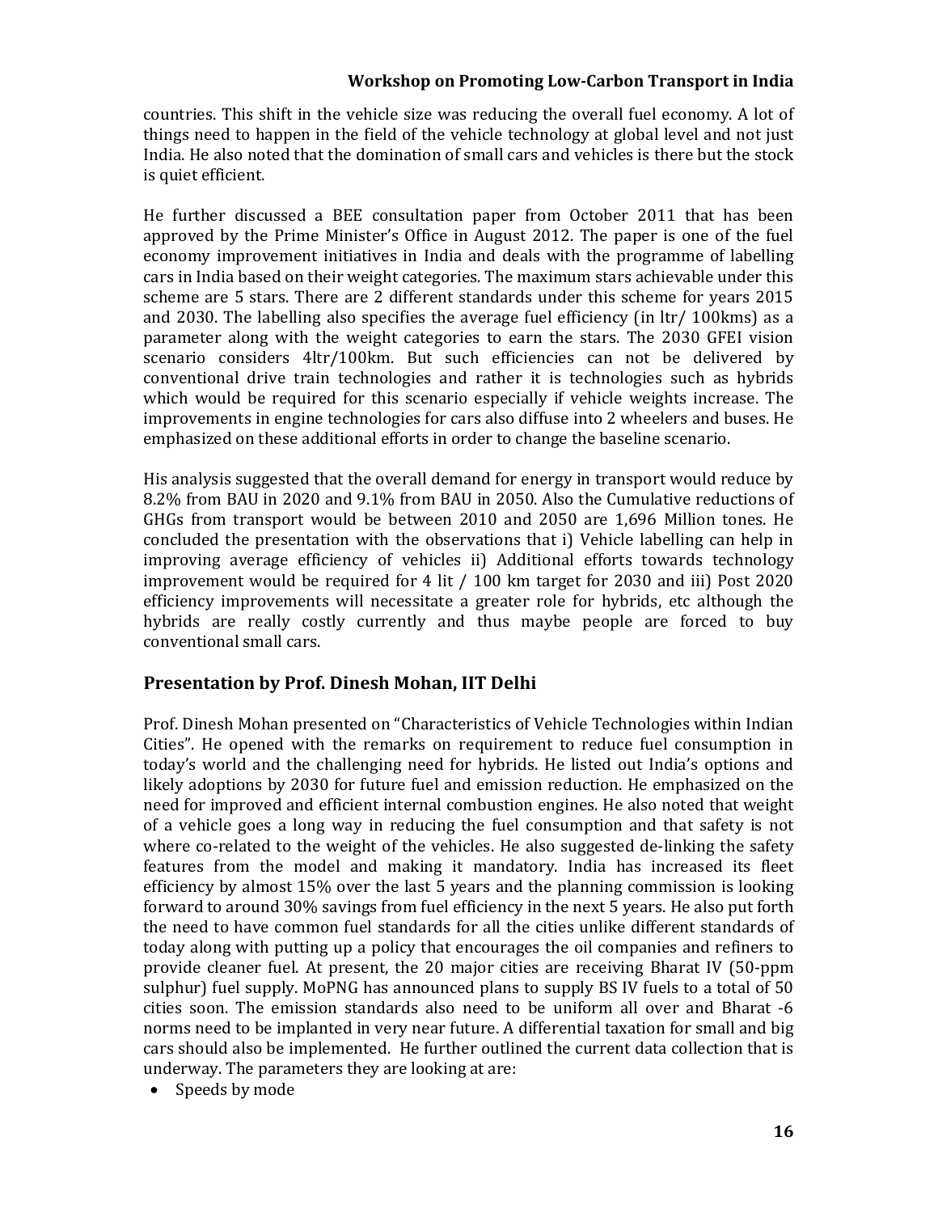countries. This shift in the vehicle size was reducing the overall fuel economy. A lot of things need to happen in the field of the vehicle technology at global level and not just India. He also noted that the domination of small cars and vehicles is there but the stock is quiet efficient.

He further discussed a BEE consultation paper from October 2011 that has been approved by the Prime Minister's Office in August 2012. The paper is one of the fuel economy improvement initiatives in India and deals with the programme of labelling cars in India based on their weight categories. The maximum stars achievable under this scheme are 5 stars. There are 2 different standards under this scheme for years 2015 and 2030. The labelling also specifies the average fuel efficiency (in ltr/ 100kms) as a parameter along with the weight categories to earn the stars. The 2030 GFEI vision scenario considers 4ltr/100km. But such efficiencies can not be delivered by conventional drive train technologies and rather it is technologies such as hybrids which would be required for this scenario especially if vehicle weights increase. The improvements in engine technologies for cars also diffuse into 2 wheelers and buses. He emphasized on these additional efforts in order to change the baseline scenario.

His analysis suggested that the overall demand for energy in transport would reduce by 8.2% from BAU in 2020 and 9.1% from BAU in 2050. Also the Cumulative reductions of GHGs from transport would be between 2010 and 2050 are 1,696 Million tones. He concluded the presentation with the observations that i) Vehicle labelling can help in improving average efficiency of vehicles ii) Additional efforts towards technology improvement would be required for 4 lit / 100 km target for 2030 and iii) Post 2020 efficiency improvements will necessitate a greater role for hybrids, etc although the hybrids are really costly currently and thus maybe people are forced to buy conventional small cars.

## Presentation by Prof. Dinesh Mohan, IIT Delhi

Prof. Dinesh Mohan presented on "Characteristics of Vehicle Technologies within Indian Cities". He opened with the remarks on requirement to reduce fuel consumption in today's world and the challenging need for hybrids. He listed out India's options and likely adoptions by 2030 for future fuel and emission reduction. He emphasized on the need for improved and efficient internal combustion engines. He also noted that weight of a vehicle goes a long way in reducing the fuel consumption and that safety is not where co-related to the weight of the vehicles. He also suggested de-linking the safety features from the model and making it mandatory. India has increased its fleet efficiency by almost 15% over the last 5 years and the planning commission is looking forward to around 30% savings from fuel efficiency in the next 5 years. He also put forth the need to have common fuel standards for all the cities unlike different standards of today along with putting up a policy that encourages the oil companies and refiners to provide cleaner fuel. At present, the 20 major cities are receiving Bharat IV (50-ppm sulphur) fuel supply. MoPNG has announced plans to supply BS IV fuels to a total of 50 cities soon. The emission standards also need to be uniform all over and Bharat -6 norms need to be implanted in very near future. A differential taxation for small and big cars should also be implemented. He further outlined the current data collection that is underway. The parameters they are looking at are:

- Speeds by mode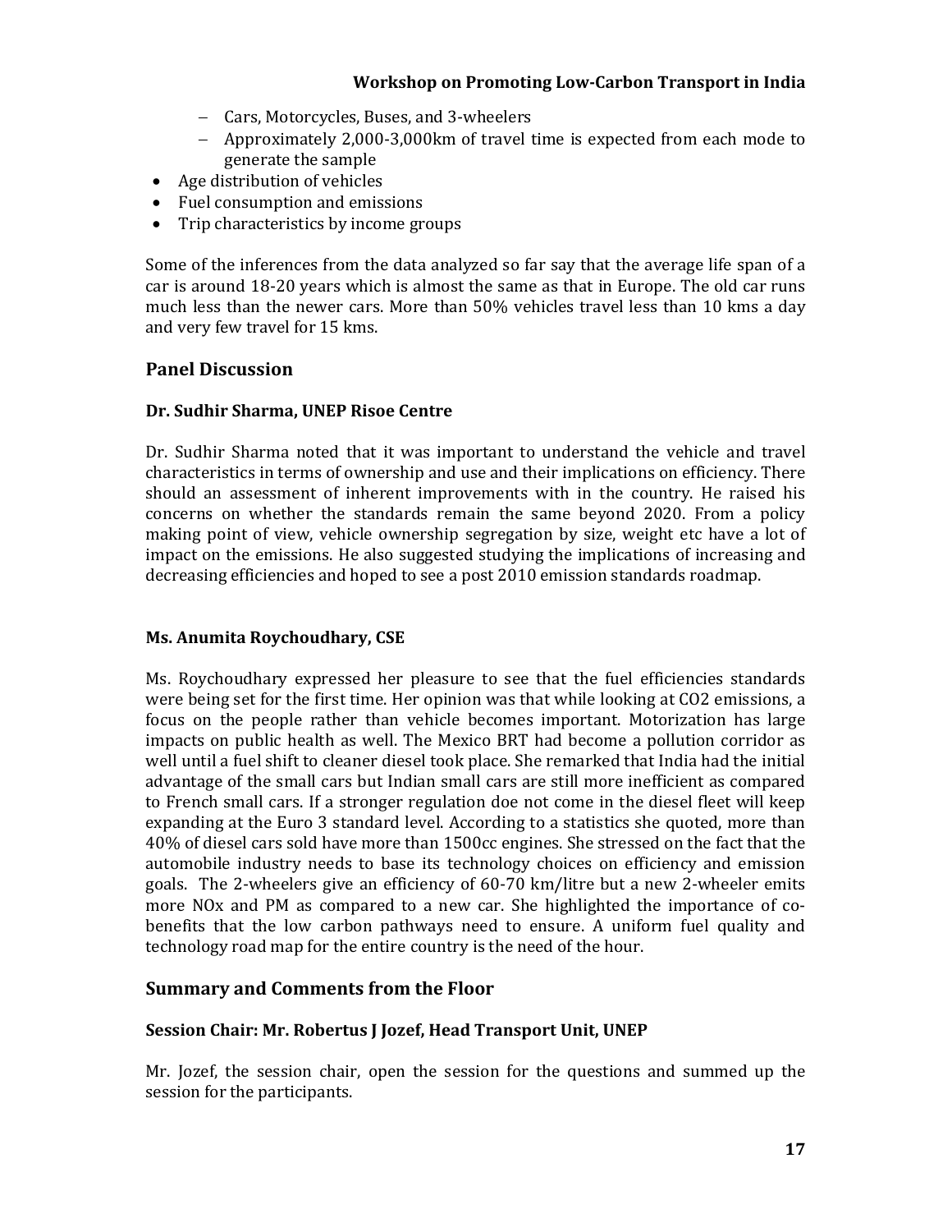- Cars, Motorcycles, Buses, and 3-wheelers
- Approximately 2,000-3,000km of travel time is expected from each mode to generate the sample

- Age distribution of vehicles
- Fuel consumption and emissions
- Trip characteristics by income groups

Some of the inferences from the data analyzed so far say that the average life span of a car is around 18-20 years which is almost the same as that in Europe. The old car runs much less than the newer cars. More than 50% vehicles travel less than 10 kms a day and very few travel for 15 kms.

## Panel Discussion

### Dr. Sudhir Sharma, UNEP Risoe Centre

Dr. Sudhir Sharma noted that it was important to understand the vehicle and travel characteristics in terms of ownership and use and their implications on efficiency. There should an assessment of inherent improvements with in the country. He raised his concerns on whether the standards remain the same beyond 2020. From a policy making point of view, vehicle ownership segregation by size, weight etc have a lot of impact on the emissions. He also suggested studying the implications of increasing and decreasing efficiencies and hoped to see a post 2010 emission standards roadmap.

### Ms. Anumita Roychoudhary, CSE

Ms. Roychoudhary expressed her pleasure to see that the fuel efficiencies standards were being set for the first time. Her opinion was that while looking at $CO_2$ emissions, a focus on the people rather than vehicle becomes important. Motorization has large impacts on public health as well. The Mexico BRT had become a pollution corridor as well until a fuel shift to cleaner diesel took place. She remarked that India had the initial advantage of the small cars but Indian small cars are still more inefficient as compared to French small cars. If a stronger regulation doe not come in the diesel fleet will keep expanding at the Euro 3 standard level. According to a statistics she quoted, more than 40% of diesel cars sold have more than 1500cc engines. She stressed on the fact that the automobile industry needs to base its technology choices on efficiency and emission goals. The 2-wheelers give an efficiency of 60-70 km/litre but a new 2-wheeler emits more $NO_x$ and PM as compared to a new car. She highlighted the importance of co-benefits that the low carbon pathways need to ensure. A uniform fuel quality and technology road map for the entire country is the need of the hour.

## Summary and Comments from the Floor

### Session Chair: Mr. Robertus J Jozef, Head Transport Unit, UNEP

Mr. Jozef, the session chair, open the session for the questions and summed up the session for the participants.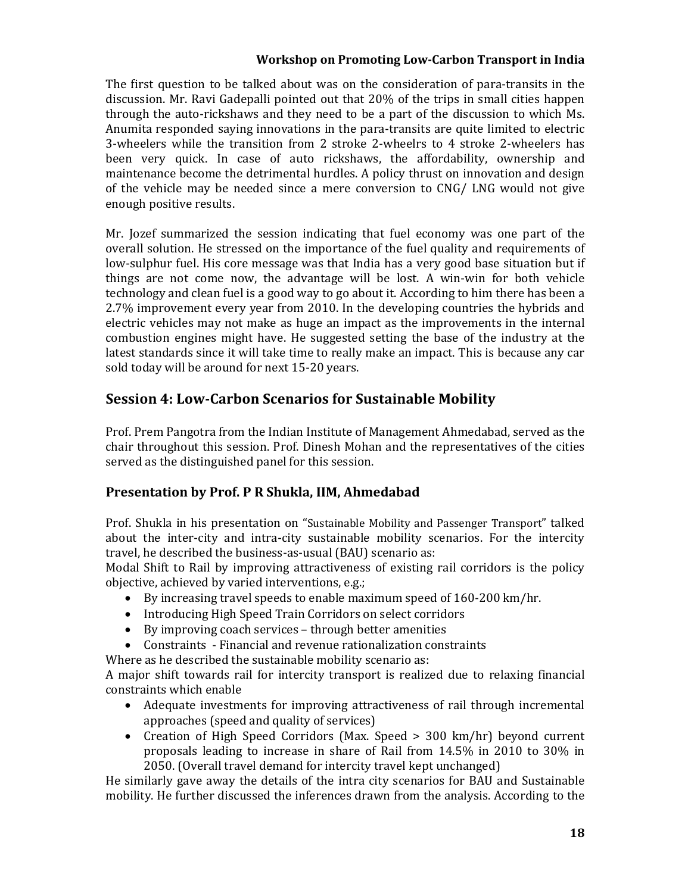The first question to be talked about was on the consideration of para-transits in the discussion. Mr. Ravi Gadepalli pointed out that 20% of the trips in small cities happen through the auto-rickshaws and they need to be a part of the discussion to which Ms. Anumita responded saying innovations in the para-transits are quite limited to electric 3-wheelers while the transition from 2 stroke 2-wheelrs to 4 stroke 2-wheelers has been very quick. In case of auto rickshaws, the affordability, ownership and maintenance become the detrimental hurdles. A policy thrust on innovation and design of the vehicle may be needed since a mere conversion to CNG/ LNG would not give enough positive results.

Mr. Jozef summarized the session indicating that fuel economy was one part of the overall solution. He stressed on the importance of the fuel quality and requirements of low-sulphur fuel. His core message was that India has a very good base situation but if things are not come now, the advantage will be lost. A win-win for both vehicle technology and clean fuel is a good way to go about it. According to him there has been a 2.7% improvement every year from 2010. In the developing countries the hybrids and electric vehicles may not make as huge an impact as the improvements in the internal combustion engines might have. He suggested setting the base of the industry at the latest standards since it will take time to really make an impact. This is because any car sold today will be around for next 15-20 years.

## Session 4: Low-Carbon Scenarios for Sustainable Mobility

Prof. Prem Pangotra from the Indian Institute of Management Ahmedabad, served as the chair throughout this session. Prof. Dinesh Mohan and the representatives of the cities served as the distinguished panel for this session.

### Presentation by Prof. P R Shukla, IIM, Ahmedabad

Prof. Shukla in his presentation on "Sustainable Mobility and Passenger Transport" talked about the inter-city and intra-city sustainable mobility scenarios. For the intercity travel, he described the business-as-usual (BAU) scenario as:

Modal Shift to Rail by improving attractiveness of existing rail corridors is the policy objective, achieved by varied interventions, e.g.;

- By increasing travel speeds to enable maximum speed of 160-200 km/hr.
- Introducing High Speed Train Corridors on select corridors
- By improving coach services – through better amenities
- Constraints - Financial and revenue rationalization constraints

Where as he described the sustainable mobility scenario as:

A major shift towards rail for intercity transport is realized due to relaxing financial constraints which enable

- Adequate investments for improving attractiveness of rail through incremental approaches (speed and quality of services)
- Creation of High Speed Corridors (Max. Speed > 300 km/hr) beyond current proposals leading to increase in share of Rail from 14.5% in 2010 to 30% in 2050. (Overall travel demand for intercity travel kept unchanged)

He similarly gave away the details of the intra city scenarios for BAU and Sustainable mobility. He further discussed the inferences drawn from the analysis. According to the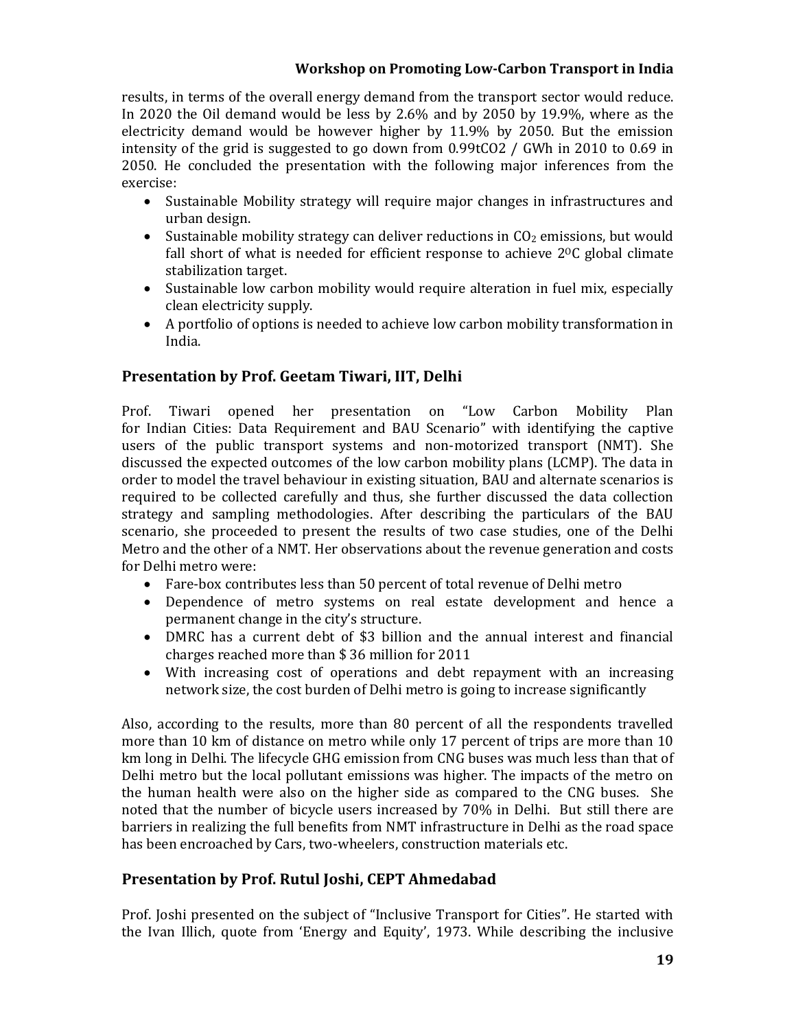results, in terms of the overall energy demand from the transport sector would reduce. In 2020 the Oil demand would be less by 2.6% and by 2050 by 19.9%, where as the electricity demand would be however higher by 11.9% by 2050. But the emission intensity of the grid is suggested to go down from 0.99t$CO_2$ / GWh in 2010 to 0.69 in 2050. He concluded the presentation with the following major inferences from the exercise:

- Sustainable Mobility strategy will require major changes in infrastructures and urban design.
- Sustainable mobility strategy can deliver reductions in $CO_2$ emissions, but would fall short of what is needed for efficient response to achieve $2^0$C global climate stabilization target.
- Sustainable low carbon mobility would require alteration in fuel mix, especially clean electricity supply.
- A portfolio of options is needed to achieve low carbon mobility transformation in India.

## Presentation by Prof. Geetam Tiwari, IIT, Delhi

Prof. Tiwari opened her presentation on "Low Carbon Mobility Plan for Indian Cities: Data Requirement and BAU Scenario" with identifying the captive users of the public transport systems and non-motorized transport (NMT). She discussed the expected outcomes of the low carbon mobility plans (LCMP). The data in order to model the travel behaviour in existing situation, BAU and alternate scenarios is required to be collected carefully and thus, she further discussed the data collection strategy and sampling methodologies. After describing the particulars of the BAU scenario, she proceeded to present the results of two case studies, one of the Delhi Metro and the other of a NMT. Her observations about the revenue generation and costs for Delhi metro were:

- Fare-box contributes less than 50 percent of total revenue of Delhi metro
- Dependence of metro systems on real estate development and hence a permanent change in the city's structure.
- DMRC has a current debt of $3 billion and the annual interest and financial charges reached more than $ 36 million for 2011
- With increasing cost of operations and debt repayment with an increasing network size, the cost burden of Delhi metro is going to increase significantly

Also, according to the results, more than 80 percent of all the respondents travelled more than 10 km of distance on metro while only 17 percent of trips are more than 10 km long in Delhi. The lifecycle GHG emission from CNG buses was much less than that of Delhi metro but the local pollutant emissions was higher. The impacts of the metro on the human health were also on the higher side as compared to the CNG buses. She noted that the number of bicycle users increased by 70% in Delhi. But still there are barriers in realizing the full benefits from NMT infrastructure in Delhi as the road space has been encroached by Cars, two-wheelers, construction materials etc.

## Presentation by Prof. Rutul Joshi, CEPT Ahmedabad

Prof. Joshi presented on the subject of "Inclusive Transport for Cities". He started with the Ivan Illich, quote from 'Energy and Equity', 1973. While describing the inclusive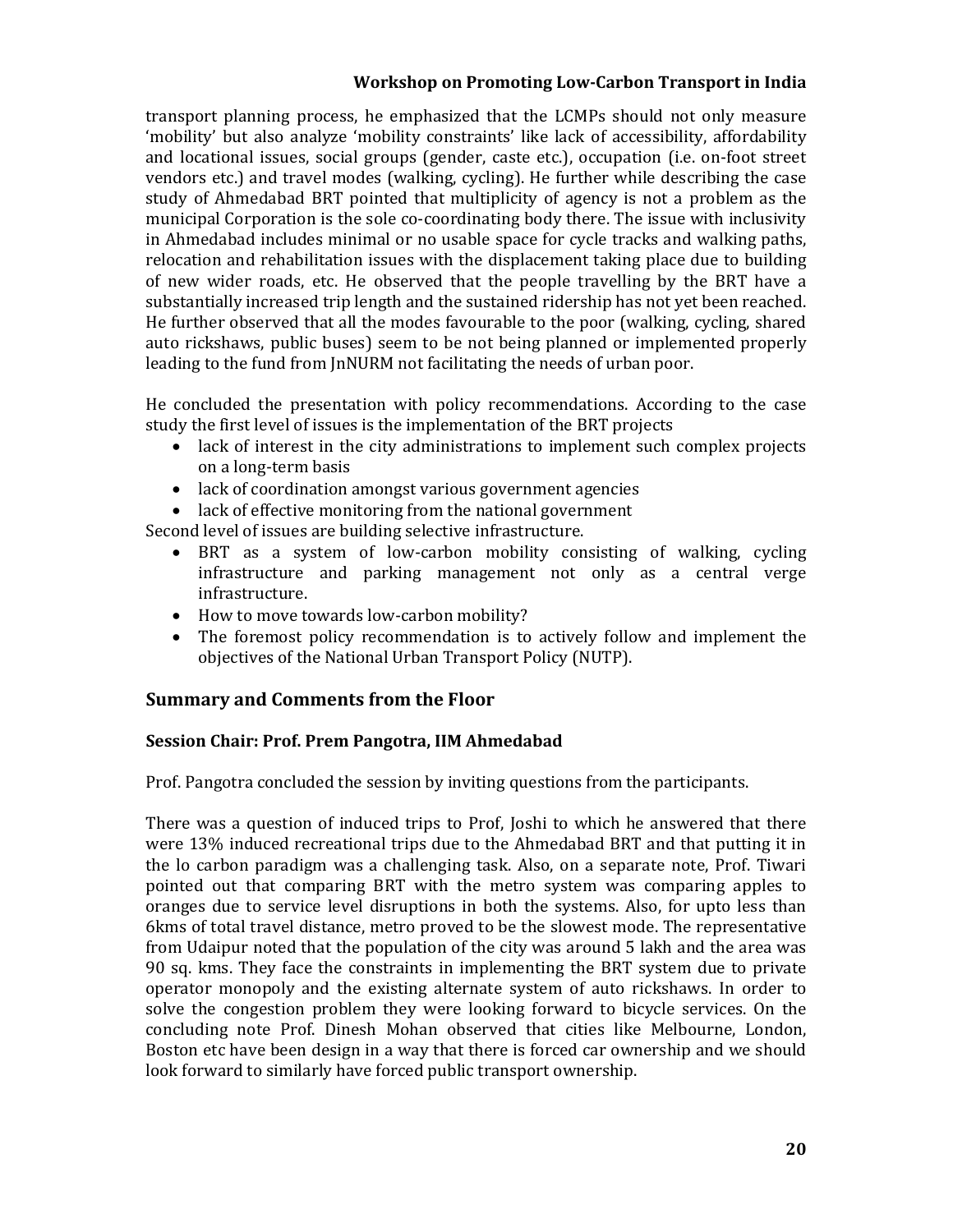transport planning process, he emphasized that the LCMPs should not only measure 'mobility' but also analyze 'mobility constraints' like lack of accessibility, affordability and locational issues, social groups (gender, caste etc.), occupation (i.e. on-foot street vendors etc.) and travel modes (walking, cycling). He further while describing the case study of Ahmedabad BRT pointed that multiplicity of agency is not a problem as the municipal Corporation is the sole co-coordinating body there. The issue with inclusivity in Ahmedabad includes minimal or no usable space for cycle tracks and walking paths, relocation and rehabilitation issues with the displacement taking place due to building of new wider roads, etc. He observed that the people travelling by the BRT have a substantially increased trip length and the sustained ridership has not yet been reached. He further observed that all the modes favourable to the poor (walking, cycling, shared auto rickshaws, public buses) seem to be not being planned or implemented properly leading to the fund from JnNURM not facilitating the needs of urban poor.

He concluded the presentation with policy recommendations. According to the case study the first level of issues is the implementation of the BRT projects

- lack of interest in the city administrations to implement such complex projects on a long-term basis
- lack of coordination amongst various government agencies
- lack of effective monitoring from the national government

Second level of issues are building selective infrastructure.

- BRT as a system of low-carbon mobility consisting of walking, cycling infrastructure and parking management not only as a central verge infrastructure.
- How to move towards low-carbon mobility?
- The foremost policy recommendation is to actively follow and implement the objectives of the National Urban Transport Policy (NUTP).

## Summary and Comments from the Floor

### Session Chair: Prof. Prem Pangotra, IIM Ahmedabad

Prof. Pangotra concluded the session by inviting questions from the participants.

There was a question of induced trips to Prof, Joshi to which he answered that there were 13% induced recreational trips due to the Ahmedabad BRT and that putting it in the lo carbon paradigm was a challenging task. Also, on a separate note, Prof. Tiwari pointed out that comparing BRT with the metro system was comparing apples to oranges due to service level disruptions in both the systems. Also, for upto less than 6kms of total travel distance, metro proved to be the slowest mode. The representative from Udaipur noted that the population of the city was around 5 lakh and the area was 90 sq. kms. They face the constraints in implementing the BRT system due to private operator monopoly and the existing alternate system of auto rickshaws. In order to solve the congestion problem they were looking forward to bicycle services. On the concluding note Prof. Dinesh Mohan observed that cities like Melbourne, London, Boston etc have been design in a way that there is forced car ownership and we should look forward to similarly have forced public transport ownership.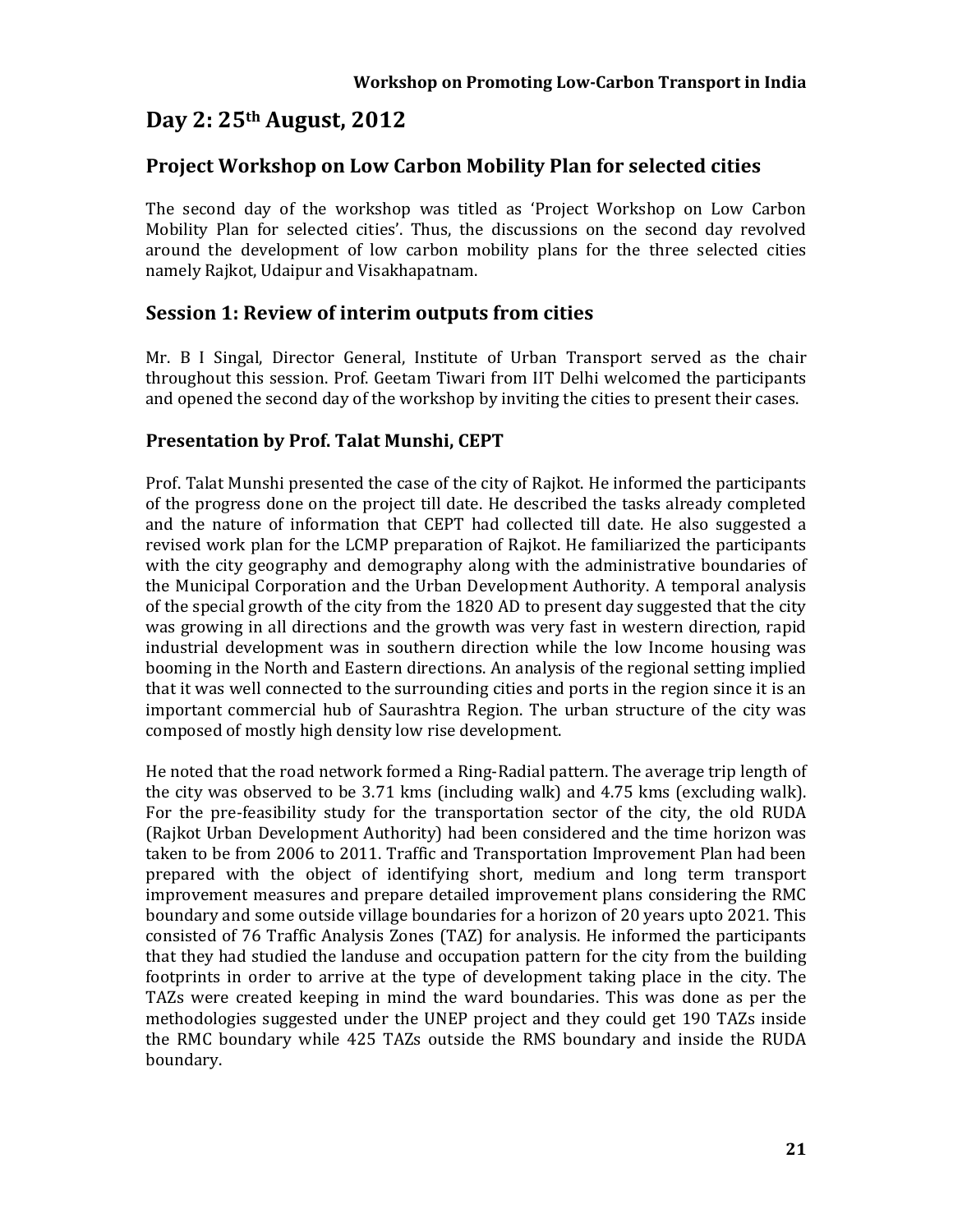# Day 2: 25th August, 2012

## Project Workshop on Low Carbon Mobility Plan for selected cities

The second day of the workshop was titled as 'Project Workshop on Low Carbon Mobility Plan for selected cities'. Thus, the discussions on the second day revolved around the development of low carbon mobility plans for the three selected cities namely Rajkot, Udaipur and Visakhapatnam.

## Session 1: Review of interim outputs from cities

Mr. B I Singal, Director General, Institute of Urban Transport served as the chair throughout this session. Prof. Geetam Tiwari from IIT Delhi welcomed the participants and opened the second day of the workshop by inviting the cities to present their cases.

### Presentation by Prof. Talat Munshi, CEPT

Prof. Talat Munshi presented the case of the city of Rajkot. He informed the participants of the progress done on the project till date. He described the tasks already completed and the nature of information that CEPT had collected till date. He also suggested a revised work plan for the LCMP preparation of Rajkot. He familiarized the participants with the city geography and demography along with the administrative boundaries of the Municipal Corporation and the Urban Development Authority. A temporal analysis of the special growth of the city from the 1820 AD to present day suggested that the city was growing in all directions and the growth was very fast in western direction, rapid industrial development was in southern direction while the low Income housing was booming in the North and Eastern directions. An analysis of the regional setting implied that it was well connected to the surrounding cities and ports in the region since it is an important commercial hub of Saurashtra Region. The urban structure of the city was composed of mostly high density low rise development.

He noted that the road network formed a Ring-Radial pattern. The average trip length of the city was observed to be 3.71 kms (including walk) and 4.75 kms (excluding walk). For the pre-feasibility study for the transportation sector of the city, the old RUDA (Rajkot Urban Development Authority) had been considered and the time horizon was taken to be from 2006 to 2011. Traffic and Transportation Improvement Plan had been prepared with the object of identifying short, medium and long term transport improvement measures and prepare detailed improvement plans considering the RMC boundary and some outside village boundaries for a horizon of 20 years upto 2021. This consisted of 76 Traffic Analysis Zones (TAZ) for analysis. He informed the participants that they had studied the landuse and occupation pattern for the city from the building footprints in order to arrive at the type of development taking place in the city. The TAZs were created keeping in mind the ward boundaries. This was done as per the methodologies suggested under the UNEP project and they could get 190 TAZs inside the RMC boundary while 425 TAZs outside the RMS boundary and inside the RUDA boundary.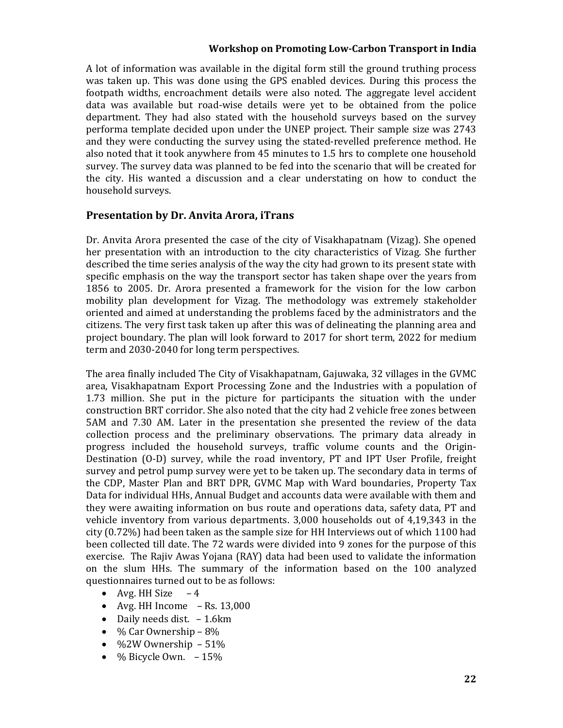A lot of information was available in the digital form still the ground truthing process was taken up. This was done using the GPS enabled devices. During this process the footpath widths, encroachment details were also noted. The aggregate level accident data was available but road-wise details were yet to be obtained from the police department. They had also stated with the household surveys based on the survey performa template decided upon under the UNEP project. Their sample size was 2743 and they were conducting the survey using the stated-revelled preference method. He also noted that it took anywhere from 45 minutes to 1.5 hrs to complete one household survey. The survey data was planned to be fed into the scenario that will be created for the city. His wanted a discussion and a clear understating on how to conduct the household surveys.

## Presentation by Dr. Anvita Arora, iTrans

Dr. Anvita Arora presented the case of the city of Visakhapatnam (Vizag). She opened her presentation with an introduction to the city characteristics of Vizag. She further described the time series analysis of the way the city had grown to its present state with specific emphasis on the way the transport sector has taken shape over the years from 1856 to 2005. Dr. Arora presented a framework for the vision for the low carbon mobility plan development for Vizag. The methodology was extremely stakeholder oriented and aimed at understanding the problems faced by the administrators and the citizens. The very first task taken up after this was of delineating the planning area and project boundary. The plan will look forward to 2017 for short term, 2022 for medium term and 2030-2040 for long term perspectives.

The area finally included The City of Visakhapatnam, Gajuwaka, 32 villages in the GVMC area, Visakhapatnam Export Processing Zone and the Industries with a population of 1.73 million. She put in the picture for participants the situation with the under construction BRT corridor. She also noted that the city had 2 vehicle free zones between 5AM and 7.30 AM. Later in the presentation she presented the review of the data collection process and the preliminary observations. The primary data already in progress included the household surveys, traffic volume counts and the Origin-Destination (O-D) survey, while the road inventory, PT and IPT User Profile, freight survey and petrol pump survey were yet to be taken up. The secondary data in terms of the CDP, Master Plan and BRT DPR, GVMC Map with Ward boundaries, Property Tax Data for individual HHs, Annual Budget and accounts data were available with them and they were awaiting information on bus route and operations data, safety data, PT and vehicle inventory from various departments. 3,000 households out of 4,19,343 in the city (0.72%) had been taken as the sample size for HH Interviews out of which 1100 had been collected till date. The 72 wards were divided into 9 zones for the purpose of this exercise. The Rajiv Awas Yojana (RAY) data had been used to validate the information on the slum HHs. The summary of the information based on the 100 analyzed questionnaires turned out to be as follows:

- Avg. HH Size – 4
- Avg. HH Income – Rs. 13,000
- Daily needs dist. – 1.6km
- % Car Ownership – 8%
- %2W Ownership – 51%
- % Bicycle Own. – 15%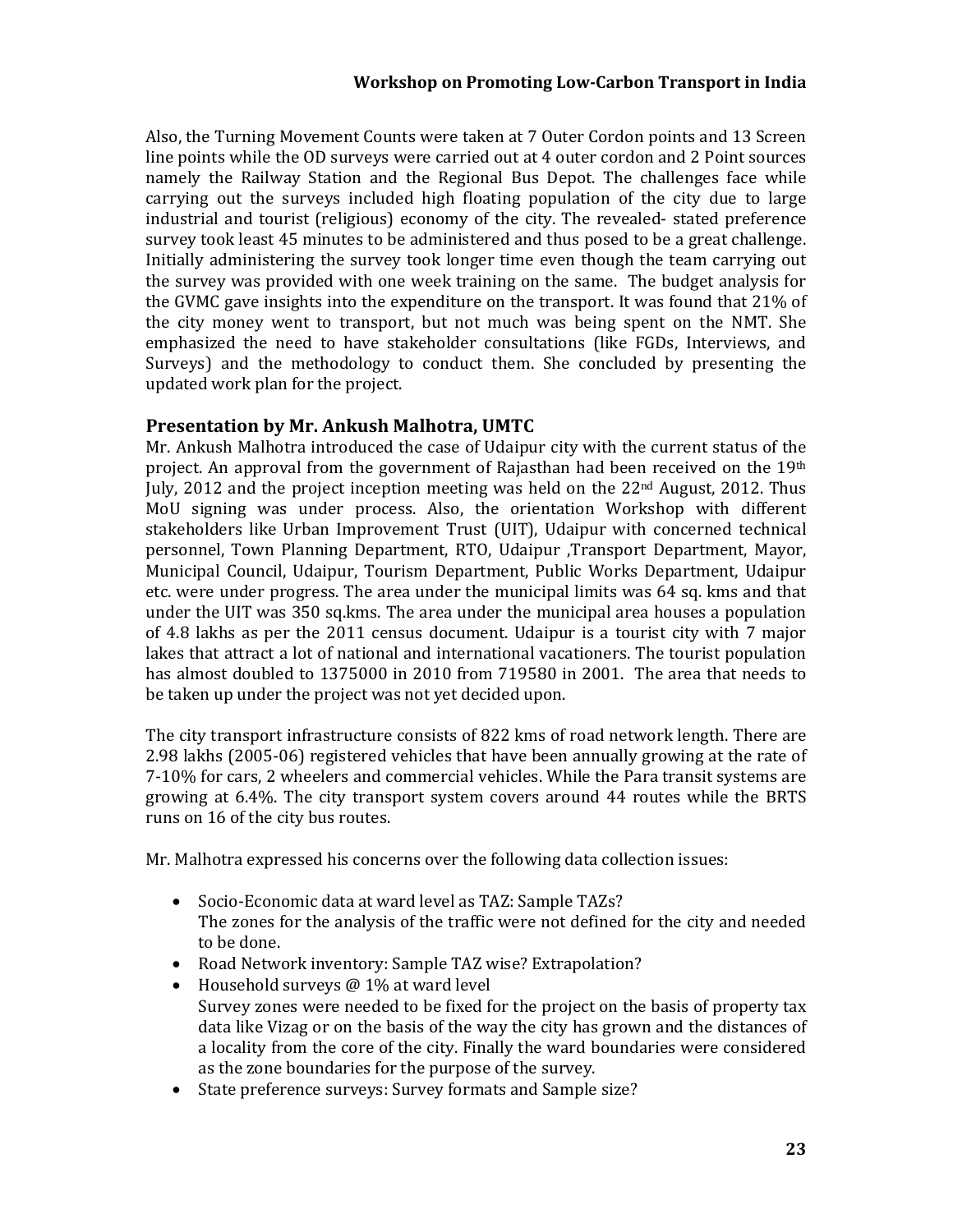Also, the Turning Movement Counts were taken at 7 Outer Cordon points and 13 Screen line points while the OD surveys were carried out at 4 outer cordon and 2 Point sources namely the Railway Station and the Regional Bus Depot. The challenges face while carrying out the surveys included high floating population of the city due to large industrial and tourist (religious) economy of the city. The revealed- stated preference survey took least 45 minutes to be administered and thus posed to be a great challenge. Initially administering the survey took longer time even though the team carrying out the survey was provided with one week training on the same. The budget analysis for the GVMC gave insights into the expenditure on the transport. It was found that 21% of the city money went to transport, but not much was being spent on the NMT. She emphasized the need to have stakeholder consultations (like FGDs, Interviews, and Surveys) and the methodology to conduct them. She concluded by presenting the updated work plan for the project.

## Presentation by Mr. Ankush Malhotra, UMTC

Mr. Ankush Malhotra introduced the case of Udaipur city with the current status of the project. An approval from the government of Rajasthan had been received on the 19th July, 2012 and the project inception meeting was held on the 22nd August, 2012. Thus MoU signing was under process. Also, the orientation Workshop with different stakeholders like Urban Improvement Trust (UIT), Udaipur with concerned technical personnel, Town Planning Department, RTO, Udaipur ,Transport Department, Mayor, Municipal Council, Udaipur, Tourism Department, Public Works Department, Udaipur etc. were under progress. The area under the municipal limits was 64 sq. kms and that under the UIT was 350 sq.kms. The area under the municipal area houses a population of 4.8 lakhs as per the 2011 census document. Udaipur is a tourist city with 7 major lakes that attract a lot of national and international vacationers. The tourist population has almost doubled to 1375000 in 2010 from 719580 in 2001. The area that needs to be taken up under the project was not yet decided upon.

The city transport infrastructure consists of 822 kms of road network length. There are 2.98 lakhs (2005-06) registered vehicles that have been annually growing at the rate of 7-10% for cars, 2 wheelers and commercial vehicles. While the Para transit systems are growing at 6.4%. The city transport system covers around 44 routes while the BRTS runs on 16 of the city bus routes.

Mr. Malhotra expressed his concerns over the following data collection issues:

- Socio-Economic data at ward level as TAZ: Sample TAZs?
  The zones for the analysis of the traffic were not defined for the city and needed to be done.
- Road Network inventory: Sample TAZ wise? Extrapolation?
- Household surveys @ 1% at ward level
  Survey zones were needed to be fixed for the project on the basis of property tax data like Vizag or on the basis of the way the city has grown and the distances of a locality from the core of the city. Finally the ward boundaries were considered as the zone boundaries for the purpose of the survey.
- State preference surveys: Survey formats and Sample size?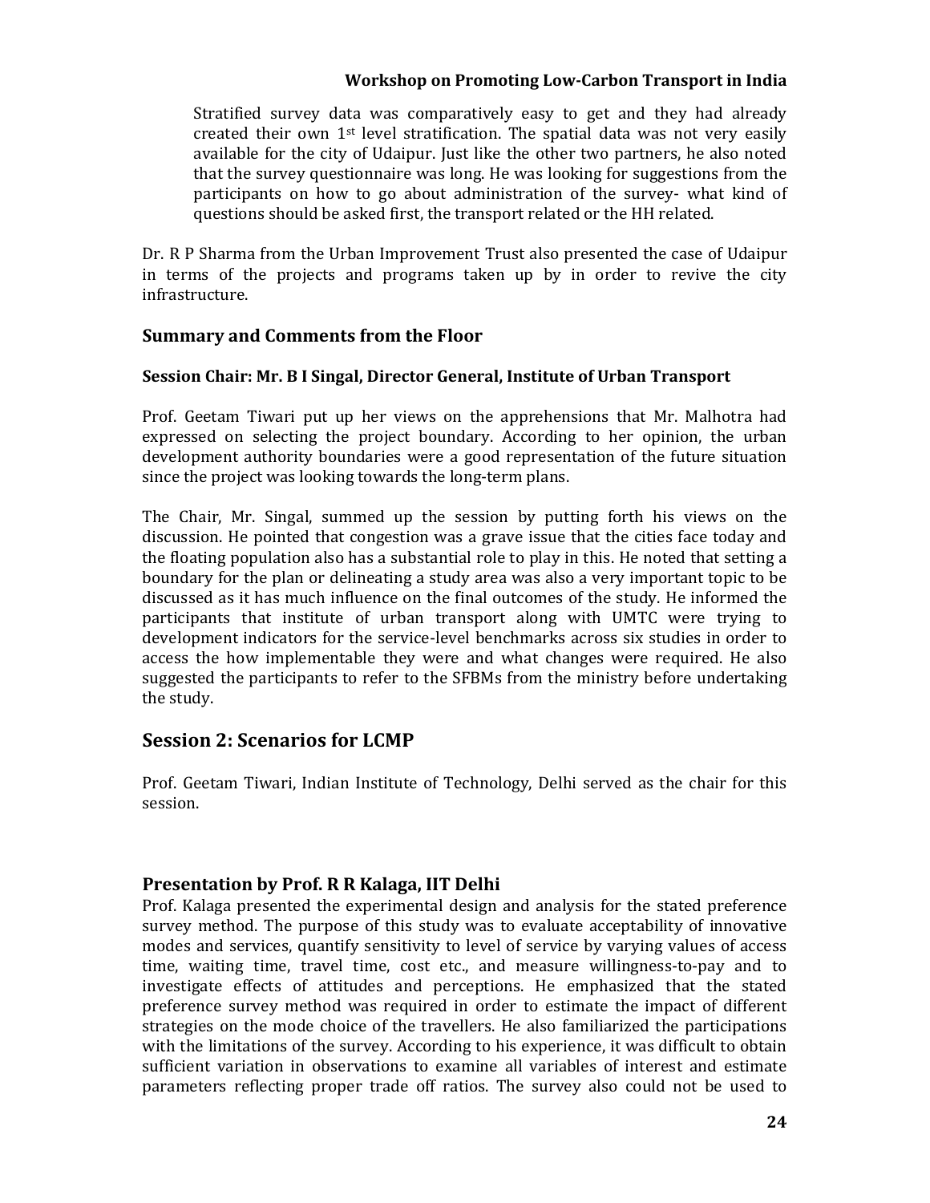Stratified survey data was comparatively easy to get and they had already created their own 1st level stratification. The spatial data was not very easily available for the city of Udaipur. Just like the other two partners, he also noted that the survey questionnaire was long. He was looking for suggestions from the participants on how to go about administration of the survey- what kind of questions should be asked first, the transport related or the HH related.

Dr. R P Sharma from the Urban Improvement Trust also presented the case of Udaipur in terms of the projects and programs taken up by in order to revive the city infrastructure.

### Summary and Comments from the Floor

#### Session Chair: Mr. B I Singal, Director General, Institute of Urban Transport

Prof. Geetam Tiwari put up her views on the apprehensions that Mr. Malhotra had expressed on selecting the project boundary. According to her opinion, the urban development authority boundaries were a good representation of the future situation since the project was looking towards the long-term plans.

The Chair, Mr. Singal, summed up the session by putting forth his views on the discussion. He pointed that congestion was a grave issue that the cities face today and the floating population also has a substantial role to play in this. He noted that setting a boundary for the plan or delineating a study area was also a very important topic to be discussed as it has much influence on the final outcomes of the study. He informed the participants that institute of urban transport along with UMTC were trying to development indicators for the service-level benchmarks across six studies in order to access the how implementable they were and what changes were required. He also suggested the participants to refer to the SFBMs from the ministry before undertaking the study.

## Session 2: Scenarios for LCMP

Prof. Geetam Tiwari, Indian Institute of Technology, Delhi served as the chair for this session.

### Presentation by Prof. R R Kalaga, IIT Delhi

Prof. Kalaga presented the experimental design and analysis for the stated preference survey method. The purpose of this study was to evaluate acceptability of innovative modes and services, quantify sensitivity to level of service by varying values of access time, waiting time, travel time, cost etc., and measure willingness-to-pay and to investigate effects of attitudes and perceptions. He emphasized that the stated preference survey method was required in order to estimate the impact of different strategies on the mode choice of the travellers. He also familiarized the participations with the limitations of the survey. According to his experience, it was difficult to obtain sufficient variation in observations to examine all variables of interest and estimate parameters reflecting proper trade off ratios. The survey also could not be used to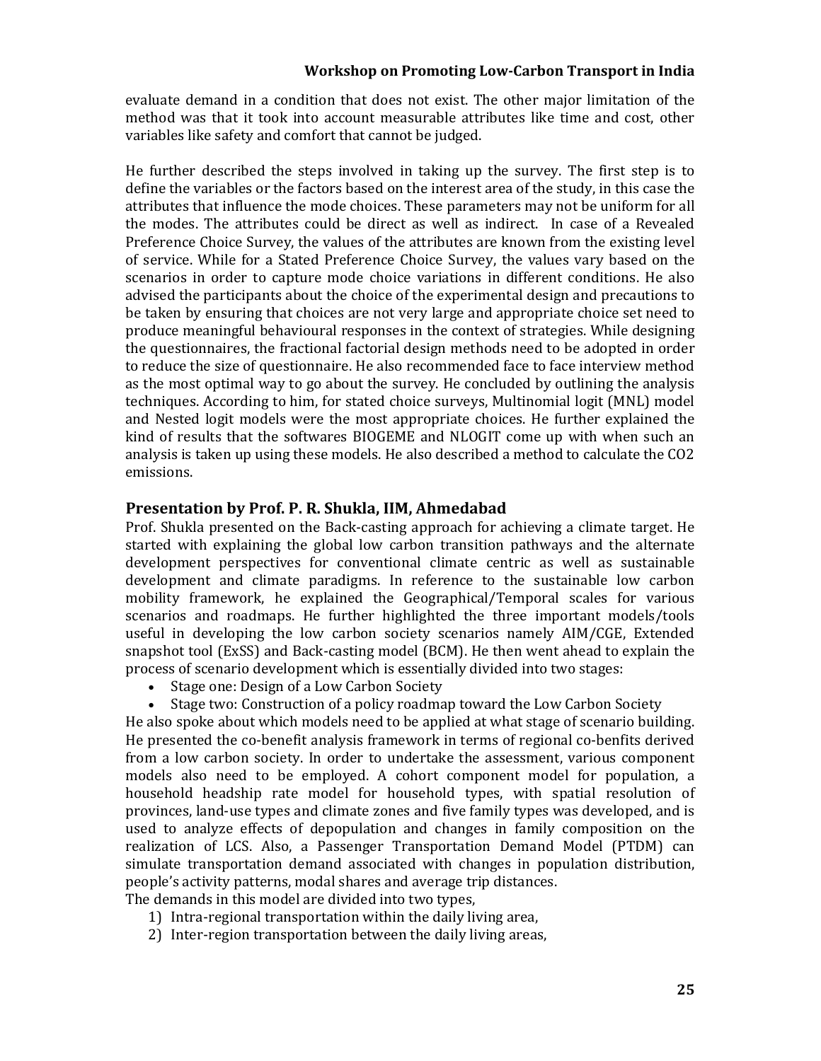evaluate demand in a condition that does not exist. The other major limitation of the method was that it took into account measurable attributes like time and cost, other variables like safety and comfort that cannot be judged.

He further described the steps involved in taking up the survey. The first step is to define the variables or the factors based on the interest area of the study, in this case the attributes that influence the mode choices. These parameters may not be uniform for all the modes. The attributes could be direct as well as indirect. In case of a Revealed Preference Choice Survey, the values of the attributes are known from the existing level of service. While for a Stated Preference Choice Survey, the values vary based on the scenarios in order to capture mode choice variations in different conditions. He also advised the participants about the choice of the experimental design and precautions to be taken by ensuring that choices are not very large and appropriate choice set need to produce meaningful behavioural responses in the context of strategies. While designing the questionnaires, the fractional factorial design methods need to be adopted in order to reduce the size of questionnaire. He also recommended face to face interview method as the most optimal way to go about the survey. He concluded by outlining the analysis techniques. According to him, for stated choice surveys, Multinomial logit (MNL) model and Nested logit models were the most appropriate choices. He further explained the kind of results that the softwares BIOGEME and NLOGIT come up with when such an analysis is taken up using these models. He also described a method to calculate the $CO_2$ emissions.

## Presentation by Prof. P. R. Shukla, IIM, Ahmedabad

Prof. Shukla presented on the Back-casting approach for achieving a climate target. He started with explaining the global low carbon transition pathways and the alternate development perspectives for conventional climate centric as well as sustainable development and climate paradigms. In reference to the sustainable low carbon mobility framework, he explained the Geographical/Temporal scales for various scenarios and roadmaps. He further highlighted the three important models/tools useful in developing the low carbon society scenarios namely AIM/CGE, Extended snapshot tool (ExSS) and Back-casting model (BCM). He then went ahead to explain the process of scenario development which is essentially divided into two stages:

- Stage one: Design of a Low Carbon Society
- Stage two: Construction of a policy roadmap toward the Low Carbon Society

He also spoke about which models need to be applied at what stage of scenario building. He presented the co-benefit analysis framework in terms of regional co-benfits derived from a low carbon society. In order to undertake the assessment, various component models also need to be employed. A cohort component model for population, a household headship rate model for household types, with spatial resolution of provinces, land-use types and climate zones and five family types was developed, and is used to analyze effects of depopulation and changes in family composition on the realization of LCS. Also, a Passenger Transportation Demand Model (PTDM) can simulate transportation demand associated with changes in population distribution, people's activity patterns, modal shares and average trip distances.

The demands in this model are divided into two types,

1) Intra-regional transportation within the daily living area,
2) Inter-region transportation between the daily living areas,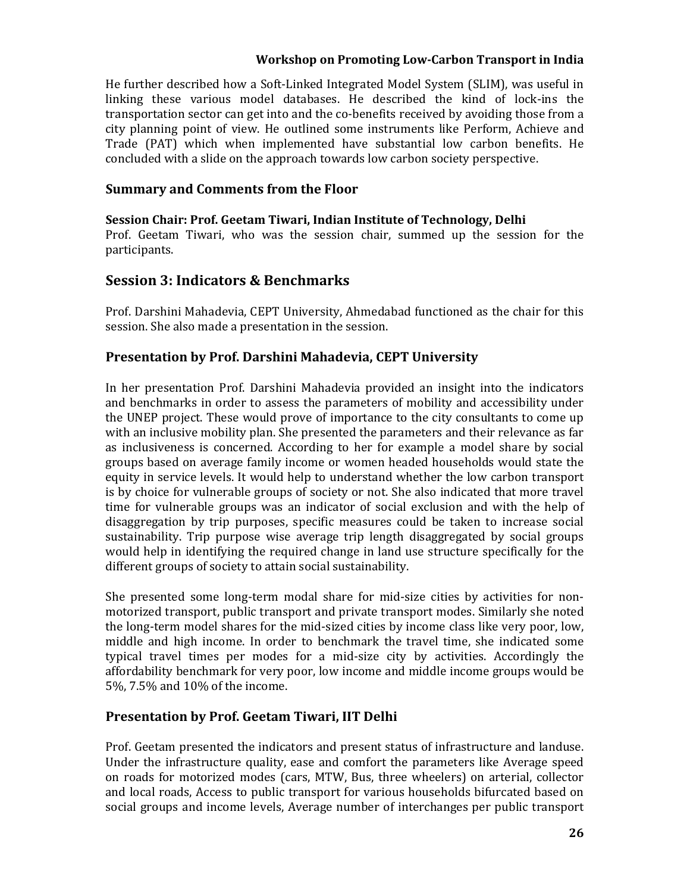He further described how a Soft-Linked Integrated Model System (SLIM), was useful in linking these various model databases. He described the kind of lock-ins the transportation sector can get into and the co-benefits received by avoiding those from a city planning point of view. He outlined some instruments like Perform, Achieve and Trade (PAT) which when implemented have substantial low carbon benefits. He concluded with a slide on the approach towards low carbon society perspective.

### Summary and Comments from the Floor

**Session Chair: Prof. Geetam Tiwari, Indian Institute of Technology, Delhi**
Prof. Geetam Tiwari, who was the session chair, summed up the session for the participants.

## Session 3: Indicators & Benchmarks

Prof. Darshini Mahadevia, CEPT University, Ahmedabad functioned as the chair for this session. She also made a presentation in the session.

### Presentation by Prof. Darshini Mahadevia, CEPT University

In her presentation Prof. Darshini Mahadevia provided an insight into the indicators and benchmarks in order to assess the parameters of mobility and accessibility under the UNEP project. These would prove of importance to the city consultants to come up with an inclusive mobility plan. She presented the parameters and their relevance as far as inclusiveness is concerned. According to her for example a model share by social groups based on average family income or women headed households would state the equity in service levels. It would help to understand whether the low carbon transport is by choice for vulnerable groups of society or not. She also indicated that more travel time for vulnerable groups was an indicator of social exclusion and with the help of disaggregation by trip purposes, specific measures could be taken to increase social sustainability. Trip purpose wise average trip length disaggregated by social groups would help in identifying the required change in land use structure specifically for the different groups of society to attain social sustainability.

She presented some long-term modal share for mid-size cities by activities for non-motorized transport, public transport and private transport modes. Similarly she noted the long-term model shares for the mid-sized cities by income class like very poor, low, middle and high income. In order to benchmark the travel time, she indicated some typical travel times per modes for a mid-size city by activities. Accordingly the affordability benchmark for very poor, low income and middle income groups would be 5%, 7.5% and 10% of the income.

### Presentation by Prof. Geetam Tiwari, IIT Delhi

Prof. Geetam presented the indicators and present status of infrastructure and landuse. Under the infrastructure quality, ease and comfort the parameters like Average speed on roads for motorized modes (cars, MTW, Bus, three wheelers) on arterial, collector and local roads, Access to public transport for various households bifurcated based on social groups and income levels, Average number of interchanges per public transport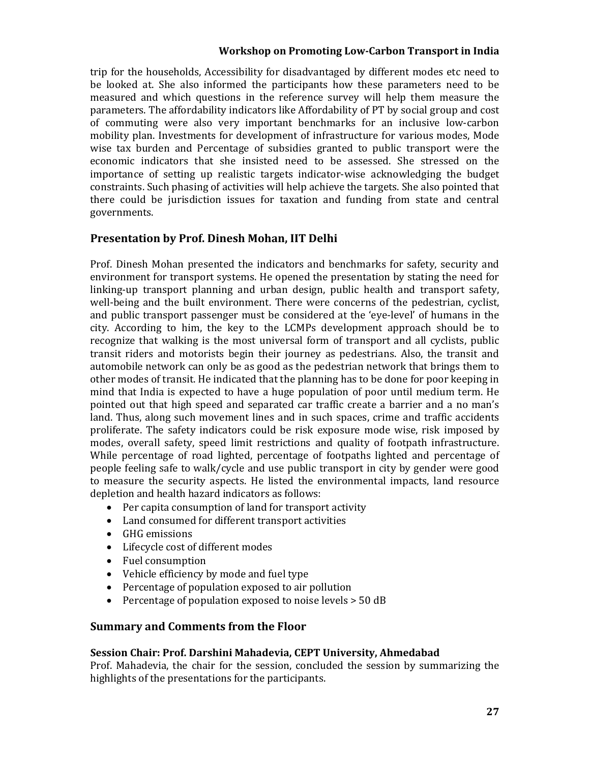trip for the households, Accessibility for disadvantaged by different modes etc need to be looked at. She also informed the participants how these parameters need to be measured and which questions in the reference survey will help them measure the parameters. The affordability indicators like Affordability of PT by social group and cost of commuting were also very important benchmarks for an inclusive low-carbon mobility plan. Investments for development of infrastructure for various modes, Mode wise tax burden and Percentage of subsidies granted to public transport were the economic indicators that she insisted need to be assessed. She stressed on the importance of setting up realistic targets indicator-wise acknowledging the budget constraints. Such phasing of activities will help achieve the targets. She also pointed that there could be jurisdiction issues for taxation and funding from state and central governments.

## Presentation by Prof. Dinesh Mohan, IIT Delhi

Prof. Dinesh Mohan presented the indicators and benchmarks for safety, security and environment for transport systems. He opened the presentation by stating the need for linking-up transport planning and urban design, public health and transport safety, well-being and the built environment. There were concerns of the pedestrian, cyclist, and public transport passenger must be considered at the 'eye-level' of humans in the city. According to him, the key to the LCMPs development approach should be to recognize that walking is the most universal form of transport and all cyclists, public transit riders and motorists begin their journey as pedestrians. Also, the transit and automobile network can only be as good as the pedestrian network that brings them to other modes of transit. He indicated that the planning has to be done for poor keeping in mind that India is expected to have a huge population of poor until medium term. He pointed out that high speed and separated car traffic create a barrier and a no man's land. Thus, along such movement lines and in such spaces, crime and traffic accidents proliferate. The safety indicators could be risk exposure mode wise, risk imposed by modes, overall safety, speed limit restrictions and quality of footpath infrastructure. While percentage of road lighted, percentage of footpaths lighted and percentage of people feeling safe to walk/cycle and use public transport in city by gender were good to measure the security aspects. He listed the environmental impacts, land resource depletion and health hazard indicators as follows:

- Per capita consumption of land for transport activity
- Land consumed for different transport activities
- GHG emissions
- Lifecycle cost of different modes
- Fuel consumption
- Vehicle efficiency by mode and fuel type
- Percentage of population exposed to air pollution
- Percentage of population exposed to noise levels > 50 dB

## Summary and Comments from the Floor

### Session Chair: Prof. Darshini Mahadevia, CEPT University, Ahmedabad

Prof. Mahadevia, the chair for the session, concluded the session by summarizing the highlights of the presentations for the participants.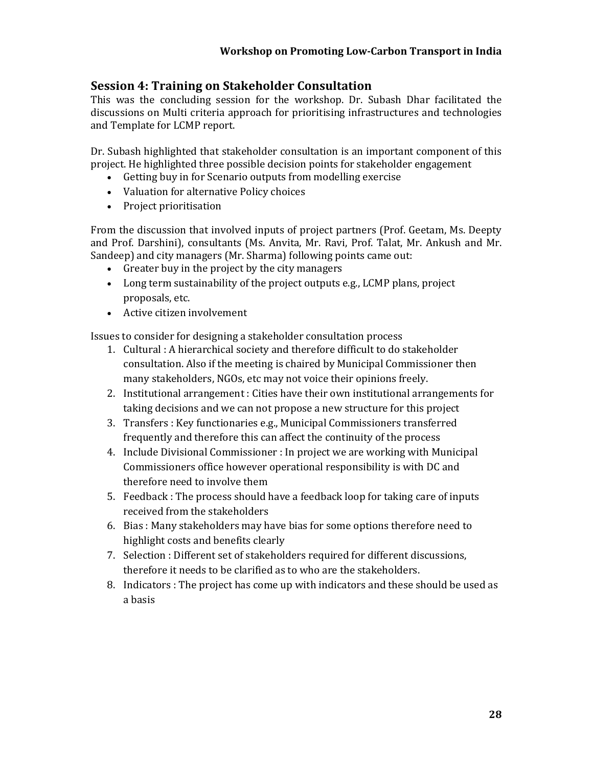## Session 4: Training on Stakeholder Consultation

This was the concluding session for the workshop. Dr. Subash Dhar facilitated the discussions on Multi criteria approach for prioritising infrastructures and technologies and Template for LCMP report.

Dr. Subash highlighted that stakeholder consultation is an important component of this project. He highlighted three possible decision points for stakeholder engagement

- Getting buy in for Scenario outputs from modelling exercise
- Valuation for alternative Policy choices
- Project prioritisation

From the discussion that involved inputs of project partners (Prof. Geetam, Ms. Deepty and Prof. Darshini), consultants (Ms. Anvita, Mr. Ravi, Prof. Talat, Mr. Ankush and Mr. Sandeep) and city managers (Mr. Sharma) following points came out:

- Greater buy in the project by the city managers
- Long term sustainability of the project outputs e.g., LCMP plans, project proposals, etc.
- Active citizen involvement

Issues to consider for designing a stakeholder consultation process

1. Cultural : A hierarchical society and therefore difficult to do stakeholder consultation. Also if the meeting is chaired by Municipal Commissioner then many stakeholders, NGOs, etc may not voice their opinions freely.
2. Institutional arrangement : Cities have their own institutional arrangements for taking decisions and we can not propose a new structure for this project
3. Transfers : Key functionaries e.g., Municipal Commissioners transferred frequently and therefore this can affect the continuity of the process
4. Include Divisional Commissioner : In project we are working with Municipal Commissioners office however operational responsibility is with DC and therefore need to involve them
5. Feedback : The process should have a feedback loop for taking care of inputs received from the stakeholders
6. Bias : Many stakeholders may have bias for some options therefore need to highlight costs and benefits clearly
7. Selection : Different set of stakeholders required for different discussions, therefore it needs to be clarified as to who are the stakeholders.
8. Indicators : The project has come up with indicators and these should be used as a basis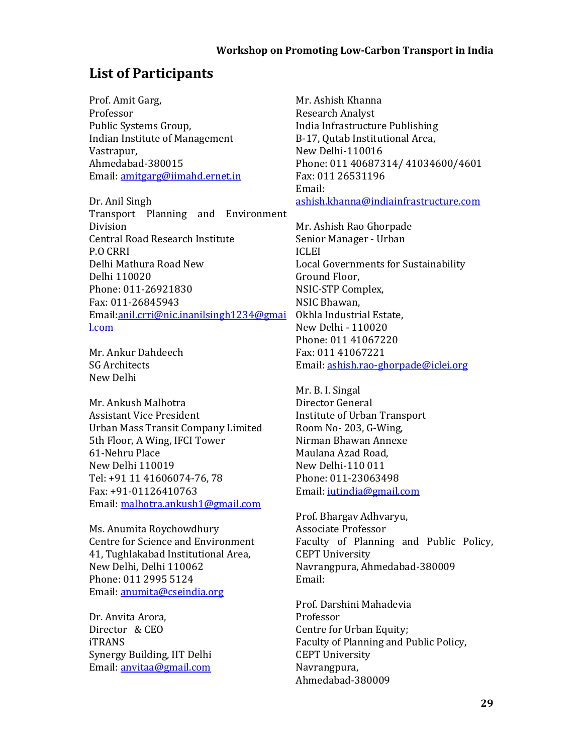## List of Participants

Prof. Amit Garg,
Professor
Public Systems Group,
Indian Institute of Management
Vastrapur,
Ahmedabad-380015
Email: amitgarg@iimahd.ernet.in

Dr. Anil Singh
Transport Planning and Environment Division
Central Road Research Institute
P.O CRRI
Delhi Mathura Road New
Delhi 110020
Phone: 011-26921830
Fax: 011-26845943
Email:anil.crri@nic.inanilsingh1234@gmail.com

Mr. Ankur Dahdeech
SG Architects
New Delhi

Mr. Ankush Malhotra
Assistant Vice President
Urban Mass Transit Company Limited
5th Floor, A Wing, IFCI Tower
61-Nehru Place
New Delhi 110019
Tel: +91 11 41606074-76, 78
Fax: +91-01126410763
Email: malhotra.ankush1@gmail.com

Ms. Anumita Roychowdhury
Centre for Science and Environment
41, Tughlakabad Institutional Area,
New Delhi, Delhi 110062
Phone: 011 2995 5124
Email: anumita@cseindia.org

Dr. Anvita Arora,
Director & CEO
iTRANS
Synergy Building, IIT Delhi
Email: anvitaa@gmail.com

Mr. Ashish Khanna
Research Analyst
India Infrastructure Publishing
B-17, Qutab Institutional Area,
New Delhi-110016
Phone: 011 40687314/ 41034600/4601
Fax: 011 26531196
Email:
ashish.khanna@indiainfrastructure.com

Mr. Ashish Rao Ghorpade
Senior Manager - Urban
ICLEI
Local Governments for Sustainability
Ground Floor,
NSIC-STP Complex,
NSIC Bhawan,
Okhla Industrial Estate,
New Delhi - 110020
Phone: 011 41067220
Fax: 011 41067221
Email: ashish.rao-ghorpade@iclei.org

Mr. B. I. Singal
Director General
Institute of Urban Transport
Room No- 203, G-Wing,
Nirman Bhawan Annexe
Maulana Azad Road,
New Delhi-110 011
Phone: 011-23063498
Email: iutindia@gmail.com

Prof. Bhargav Adhvaryu,
Associate Professor
Faculty of Planning and Public Policy,
CEPT University
Navrangpura, Ahmedabad-380009
Email:

Prof. Darshini Mahadevia
Professor
Centre for Urban Equity;
Faculty of Planning and Public Policy,
CEPT University
Navrangpura,
Ahmedabad-380009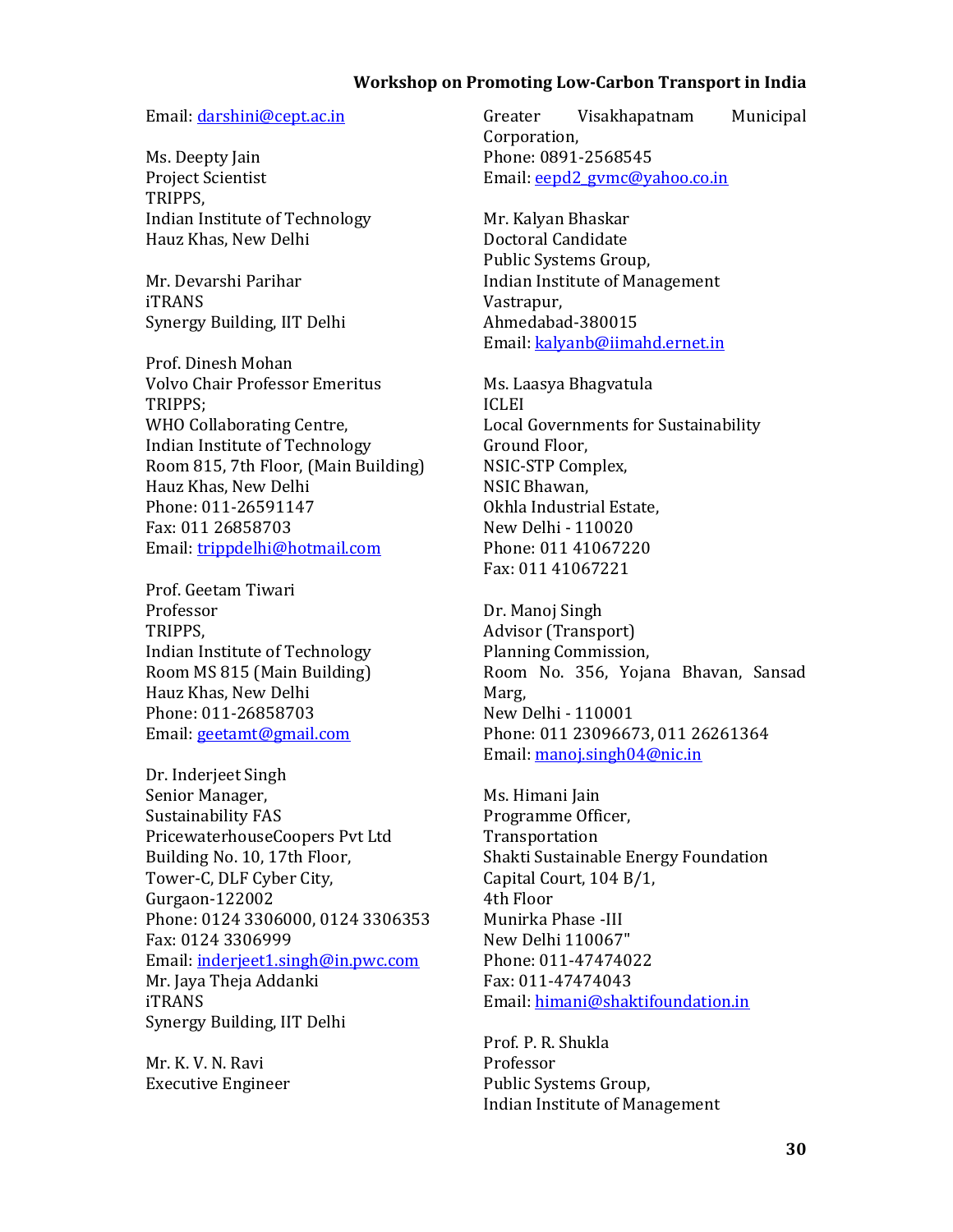Email: darshini@cept.ac.in

Ms. Deepty Jain
Project Scientist
TRIPPS,
Indian Institute of Technology
Hauz Khas, New Delhi

Mr. Devarshi Parihar
iTRANS
Synergy Building, IIT Delhi

Prof. Dinesh Mohan
Volvo Chair Professor Emeritus
TRIPPS;
WHO Collaborating Centre,
Indian Institute of Technology
Room 815, 7th Floor, (Main Building)
Hauz Khas, New Delhi
Phone: 011-26591147
Fax: 011 26858703
Email: trippdelhi@hotmail.com

Prof. Geetam Tiwari
Professor
TRIPPS,
Indian Institute of Technology
Room MS 815 (Main Building)
Hauz Khas, New Delhi
Phone: 011-26858703
Email: geetamt@gmail.com

Dr. Inderjeet Singh
Senior Manager,
Sustainability FAS
PricewaterhouseCoopers Pvt Ltd
Building No. 10, 17th Floor,
Tower-C, DLF Cyber City,
Gurgaon-122002
Phone: 0124 3306000, 0124 3306353
Fax: 0124 3306999
Email: inderjeet1.singh@in.pwc.com
Mr. Jaya Theja Addanki
iTRANS
Synergy Building, IIT Delhi

Mr. K. V. N. Ravi
Executive Engineer
Greater Visakhapatnam Municipal Corporation,
Phone: 0891-2568545
Email: eepd2_gvmc@yahoo.co.in

Mr. Kalyan Bhaskar
Doctoral Candidate
Public Systems Group,
Indian Institute of Management
Vastrapur,
Ahmedabad-380015
Email: kalyanb@iimahd.ernet.in

Ms. Laasya Bhagvatula
ICLEI
Local Governments for Sustainability
Ground Floor,
NSIC-STP Complex,
NSIC Bhawan,
Okhla Industrial Estate,
New Delhi - 110020
Phone: 011 41067220
Fax: 011 41067221

Dr. Manoj Singh
Advisor (Transport)
Planning Commission,
Room No. 356, Yojana Bhavan, Sansad Marg,
New Delhi - 110001
Phone: 011 23096673, 011 26261364
Email: manoj.singh04@nic.in

Ms. Himani Jain
Programme Officer,
Transportation
Shakti Sustainable Energy Foundation
Capital Court, 104 B/1,
4th Floor
Munirka Phase -III
New Delhi 110067"
Phone: 011-47474022
Fax: 011-47474043
Email: himani@shaktifoundation.in

Prof. P. R. Shukla
Professor
Public Systems Group,
Indian Institute of Management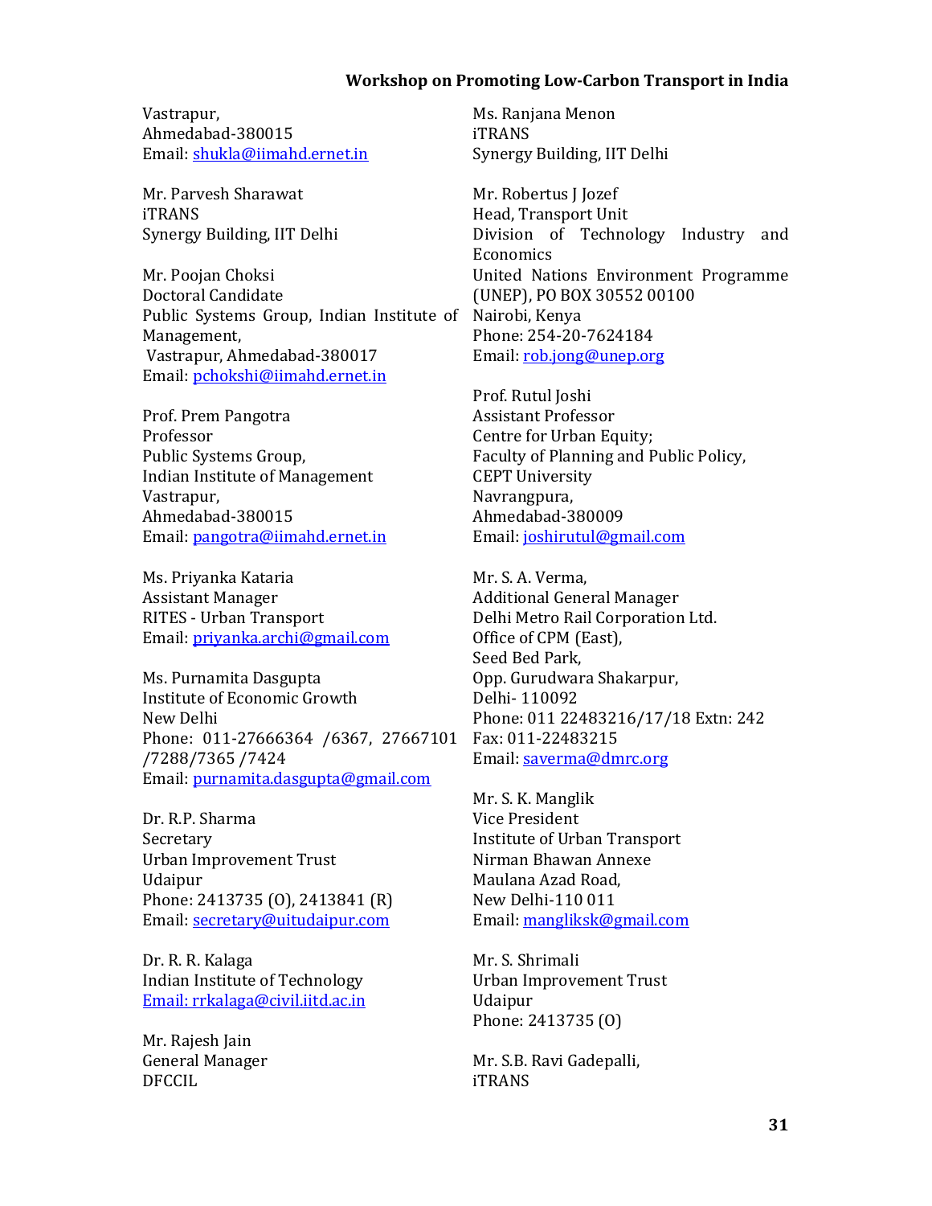Vastrapur,
Ahmedabad-380015
Email: shukla@iimahd.ernet.in

Mr. Parvesh Sharawat
iTRANS
Synergy Building, IIT Delhi

Mr. Poojan Choksi
Doctoral Candidate
Public Systems Group, Indian Institute of Management,
Vastrapur, Ahmedabad-380017
Email: pchokshi@iimahd.ernet.in

Prof. Prem Pangotra
Professor
Public Systems Group,
Indian Institute of Management
Vastrapur,
Ahmedabad-380015
Email: pangotra@iimahd.ernet.in

Ms. Priyanka Kataria
Assistant Manager
RITES - Urban Transport
Email: priyanka.archi@gmail.com

Ms. Purnamita Dasgupta
Institute of Economic Growth
New Delhi
Phone: 011-27666364 /6367, 27667101 /7288/7365 /7424
Email: purnamita.dasgupta@gmail.com

Dr. R.P. Sharma
Secretary
Urban Improvement Trust
Udaipur
Phone: 2413735 (O), 2413841 (R)
Email: secretary@uitudaipur.com

Dr. R. R. Kalaga
Indian Institute of Technology
Email: rrkalaga@civil.iitd.ac.in

Mr. Rajesh Jain
General Manager
DFCCIL

Ms. Ranjana Menon
iTRANS
Synergy Building, IIT Delhi

Mr. Robertus J Jozef
Head, Transport Unit
Division of Technology Industry and Economics
United Nations Environment Programme (UNEP), PO BOX 30552 00100
Nairobi, Kenya
Phone: 254-20-7624184
Email: rob.jong@unep.org

Prof. Rutul Joshi
Assistant Professor
Centre for Urban Equity;
Faculty of Planning and Public Policy,
CEPT University
Navrangpura,
Ahmedabad-380009
Email: joshirutul@gmail.com

Mr. S. A. Verma,
Additional General Manager
Delhi Metro Rail Corporation Ltd.
Office of CPM (East),
Seed Bed Park,
Opp. Gurudwara Shakarpur,
Delhi- 110092
Phone: 011 22483216/17/18 Extn: 242
Fax: 011-22483215
Email: saverma@dmrc.org

Mr. S. K. Manglik
Vice President
Institute of Urban Transport
Nirman Bhawan Annexe
Maulana Azad Road,
New Delhi-110 011
Email: mangliksk@gmail.com

Mr. S. Shrimali
Urban Improvement Trust
Udaipur
Phone: 2413735 (O)

Mr. S.B. Ravi Gadepalli,
iTRANS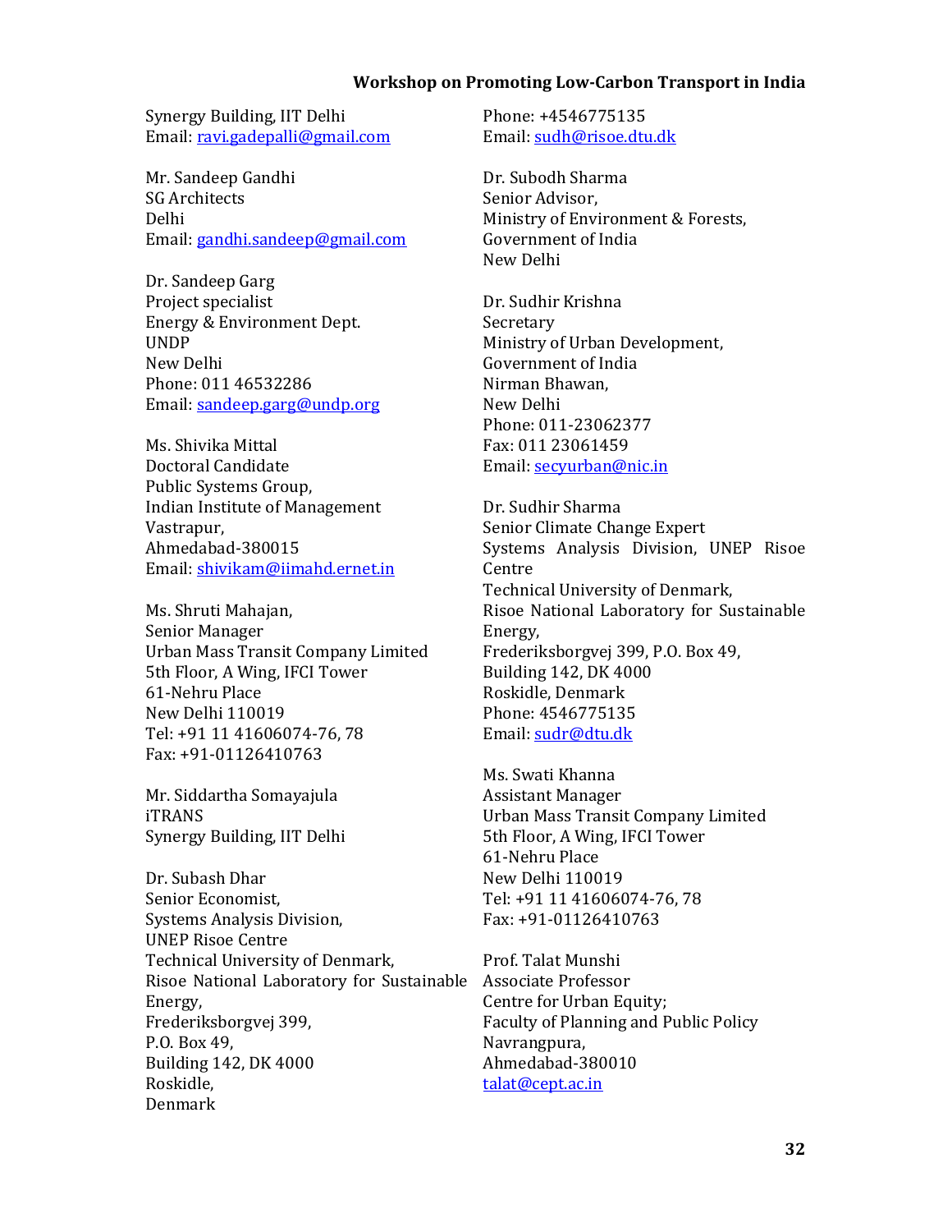Synergy Building, IIT Delhi
Email: ravi.gadepalli@gmail.com

Mr. Sandeep Gandhi
SG Architects
Delhi
Email: gandhi.sandeep@gmail.com

Dr. Sandeep Garg
Project specialist
Energy & Environment Dept.
UNDP
New Delhi
Phone: 011 46532286
Email: sandeep.garg@undp.org

Ms. Shivika Mittal
Doctoral Candidate
Public Systems Group,
Indian Institute of Management
Vastrapur,
Ahmedabad-380015
Email: shivikam@iimahd.ernet.in

Ms. Shruti Mahajan,
Senior Manager
Urban Mass Transit Company Limited
5th Floor, A Wing, IFCI Tower
61-Nehru Place
New Delhi 110019
Tel: +91 11 41606074-76, 78
Fax: +91-01126410763

Mr. Siddartha Somayajula
iTRANS
Synergy Building, IIT Delhi

Dr. Subash Dhar
Senior Economist,
Systems Analysis Division,
UNEP Risoe Centre
Technical University of Denmark,
Risoe National Laboratory for Sustainable Energy,
Frederiksborgvej 399,
P.O. Box 49,
Building 142, DK 4000
Roskidle,
Denmark
Phone: +4546775135
Email: sudh@risoe.dtu.dk

Dr. Subodh Sharma
Senior Advisor,
Ministry of Environment & Forests,
Government of India
New Delhi

Dr. Sudhir Krishna
Secretary
Ministry of Urban Development,
Government of India
Nirman Bhawan,
New Delhi
Phone: 011-23062377
Fax: 011 23061459
Email: secyurban@nic.in

Dr. Sudhir Sharma
Senior Climate Change Expert
Systems Analysis Division, UNEP Risoe Centre
Technical University of Denmark,
Risoe National Laboratory for Sustainable Energy,
Frederiksborgvej 399, P.O. Box 49,
Building 142, DK 4000
Roskidle, Denmark
Phone: 4546775135
Email: sudr@dtu.dk

Ms. Swati Khanna
Assistant Manager
Urban Mass Transit Company Limited
5th Floor, A Wing, IFCI Tower
61-Nehru Place
New Delhi 110019
Tel: +91 11 41606074-76, 78
Fax: +91-01126410763

Prof. Talat Munshi
Associate Professor
Centre for Urban Equity;
Faculty of Planning and Public Policy
Navrangpura,
Ahmedabad-380010
talat@cept.ac.in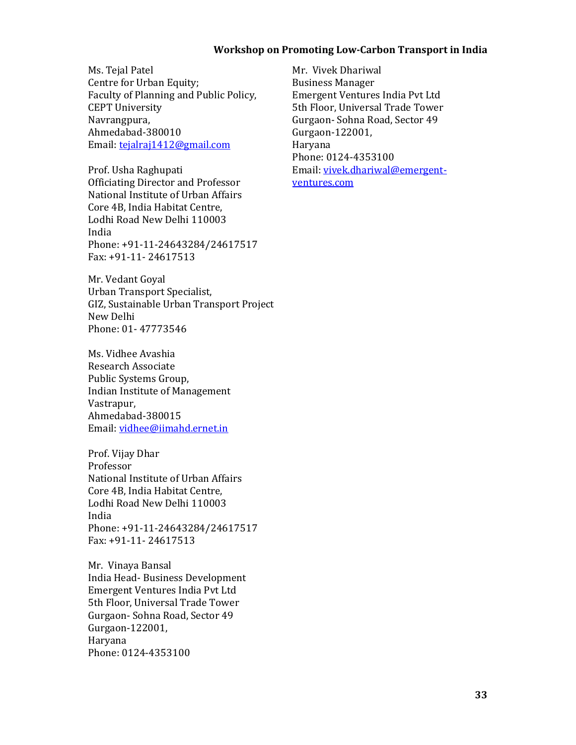Ms. Tejal Patel
Centre for Urban Equity;
Faculty of Planning and Public Policy,
CEPT University
Navrangpura,
Ahmedabad-380010
Email: tejalraj1412@gmail.com

Prof. Usha Raghupati
Officiating Director and Professor
National Institute of Urban Affairs
Core 4B, India Habitat Centre,
Lodhi Road New Delhi 110003
India
Phone: +91-11-24643284/24617517
Fax: +91-11- 24617513

Mr. Vedant Goyal
Urban Transport Specialist,
GIZ, Sustainable Urban Transport Project
New Delhi
Phone: 01- 47773546

Ms. Vidhee Avashia
Research Associate
Public Systems Group,
Indian Institute of Management
Vastrapur,
Ahmedabad-380015
Email: vidhee@iimahd.ernet.in

Prof. Vijay Dhar
Professor
National Institute of Urban Affairs
Core 4B, India Habitat Centre,
Lodhi Road New Delhi 110003
India
Phone: +91-11-24643284/24617517
Fax: +91-11- 24617513

Mr. Vinaya Bansal
India Head- Business Development
Emergent Ventures India Pvt Ltd
5th Floor, Universal Trade Tower
Gurgaon- Sohna Road, Sector 49
Gurgaon-122001,
Haryana
Phone: 0124-4353100

Mr. Vivek Dhariwal
Business Manager
Emergent Ventures India Pvt Ltd
5th Floor, Universal Trade Tower
Gurgaon- Sohna Road, Sector 49
Gurgaon-122001,
Haryana
Phone: 0124-4353100
Email: vivek.dhariwal@emergent-ventures.com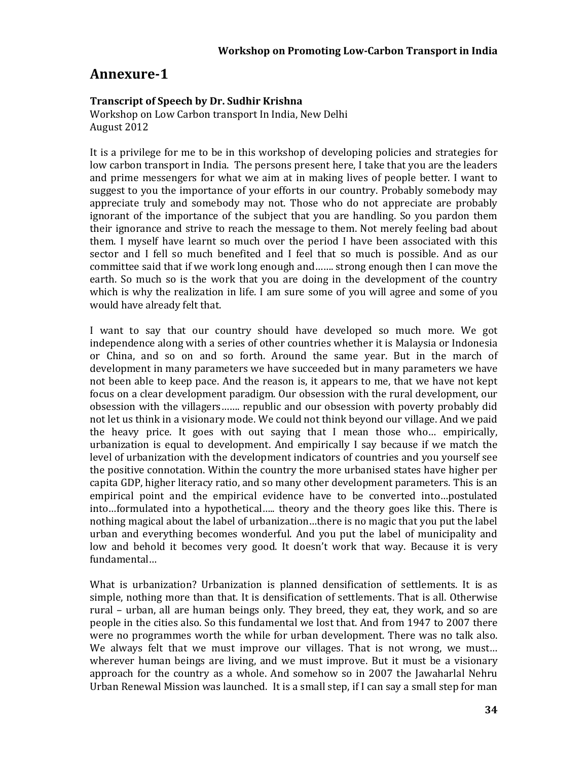# Annexure-1

**Transcript of Speech by Dr. Sudhir Krishna**
Workshop on Low Carbon transport In India, New Delhi
August 2012

It is a privilege for me to be in this workshop of developing policies and strategies for low carbon transport in India. The persons present here, I take that you are the leaders and prime messengers for what we aim at in making lives of people better. I want to suggest to you the importance of your efforts in our country. Probably somebody may appreciate truly and somebody may not. Those who do not appreciate are probably ignorant of the importance of the subject that you are handling. So you pardon them their ignorance and strive to reach the message to them. Not merely feeling bad about them. I myself have learnt so much over the period I have been associated with this sector and I fell so much benefited and I feel that so much is possible. And as our committee said that if we work long enough and……. strong enough then I can move the earth. So much so is the work that you are doing in the development of the country which is why the realization in life. I am sure some of you will agree and some of you would have already felt that.

I want to say that our country should have developed so much more. We got independence along with a series of other countries whether it is Malaysia or Indonesia or China, and so on and so forth. Around the same year. But in the march of development in many parameters we have succeeded but in many parameters we have not been able to keep pace. And the reason is, it appears to me, that we have not kept focus on a clear development paradigm. Our obsession with the rural development, our obsession with the villagers……. republic and our obsession with poverty probably did not let us think in a visionary mode. We could not think beyond our village. And we paid the heavy price. It goes with out saying that I mean those who… empirically, urbanization is equal to development. And empirically I say because if we match the level of urbanization with the development indicators of countries and you yourself see the positive connotation. Within the country the more urbanised states have higher per capita GDP, higher literacy ratio, and so many other development parameters. This is an empirical point and the empirical evidence have to be converted into…postulated into…formulated into a hypothetical….. theory and the theory goes like this. There is nothing magical about the label of urbanization…there is no magic that you put the label urban and everything becomes wonderful. And you put the label of municipality and low and behold it becomes very good. It doesn't work that way. Because it is very fundamental…

What is urbanization? Urbanization is planned densification of settlements. It is as simple, nothing more than that. It is densification of settlements. That is all. Otherwise rural – urban, all are human beings only. They breed, they eat, they work, and so are people in the cities also. So this fundamental we lost that. And from 1947 to 2007 there were no programmes worth the while for urban development. There was no talk also. We always felt that we must improve our villages. That is not wrong, we must… wherever human beings are living, and we must improve. But it must be a visionary approach for the country as a whole. And somehow so in 2007 the Jawaharlal Nehru Urban Renewal Mission was launched. It is a small step, if I can say a small step for man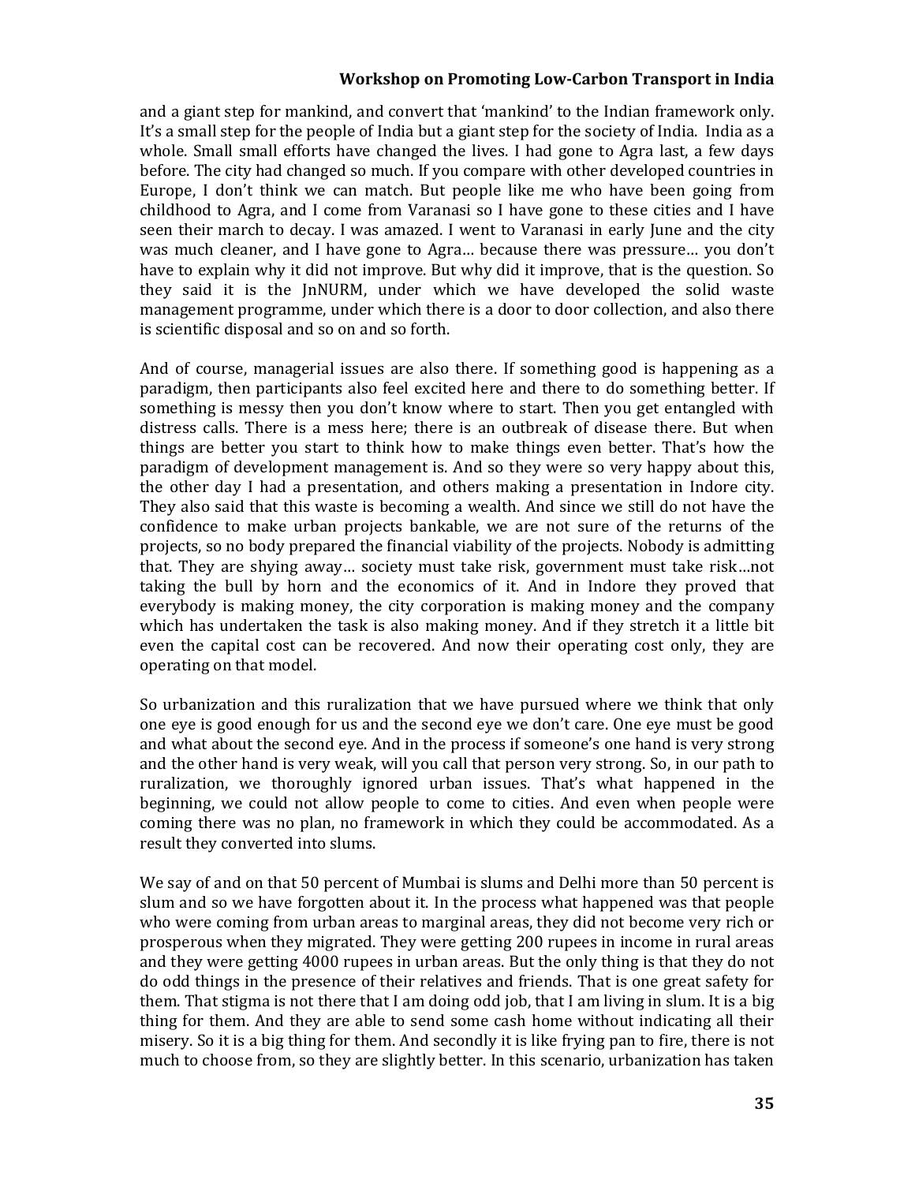and a giant step for mankind, and convert that 'mankind' to the Indian framework only. It's a small step for the people of India but a giant step for the society of India. India as a whole. Small small efforts have changed the lives. I had gone to Agra last, a few days before. The city had changed so much. If you compare with other developed countries in Europe, I don't think we can match. But people like me who have been going from childhood to Agra, and I come from Varanasi so I have gone to these cities and I have seen their march to decay. I was amazed. I went to Varanasi in early June and the city was much cleaner, and I have gone to Agra… because there was pressure… you don't have to explain why it did not improve. But why did it improve, that is the question. So they said it is the JnNURM, under which we have developed the solid waste management programme, under which there is a door to door collection, and also there is scientific disposal and so on and so forth.

And of course, managerial issues are also there. If something good is happening as a paradigm, then participants also feel excited here and there to do something better. If something is messy then you don't know where to start. Then you get entangled with distress calls. There is a mess here; there is an outbreak of disease there. But when things are better you start to think how to make things even better. That's how the paradigm of development management is. And so they were so very happy about this, the other day I had a presentation, and others making a presentation in Indore city. They also said that this waste is becoming a wealth. And since we still do not have the confidence to make urban projects bankable, we are not sure of the returns of the projects, so no body prepared the financial viability of the projects. Nobody is admitting that. They are shying away… society must take risk, government must take risk…not taking the bull by horn and the economics of it. And in Indore they proved that everybody is making money, the city corporation is making money and the company which has undertaken the task is also making money. And if they stretch it a little bit even the capital cost can be recovered. And now their operating cost only, they are operating on that model.

So urbanization and this ruralization that we have pursued where we think that only one eye is good enough for us and the second eye we don't care. One eye must be good and what about the second eye. And in the process if someone's one hand is very strong and the other hand is very weak, will you call that person very strong. So, in our path to ruralization, we thoroughly ignored urban issues. That's what happened in the beginning, we could not allow people to come to cities. And even when people were coming there was no plan, no framework in which they could be accommodated. As a result they converted into slums.

We say of and on that 50 percent of Mumbai is slums and Delhi more than 50 percent is slum and so we have forgotten about it. In the process what happened was that people who were coming from urban areas to marginal areas, they did not become very rich or prosperous when they migrated. They were getting 200 rupees in income in rural areas and they were getting 4000 rupees in urban areas. But the only thing is that they do not do odd things in the presence of their relatives and friends. That is one great safety for them. That stigma is not there that I am doing odd job, that I am living in slum. It is a big thing for them. And they are able to send some cash home without indicating all their misery. So it is a big thing for them. And secondly it is like frying pan to fire, there is not much to choose from, so they are slightly better. In this scenario, urbanization has taken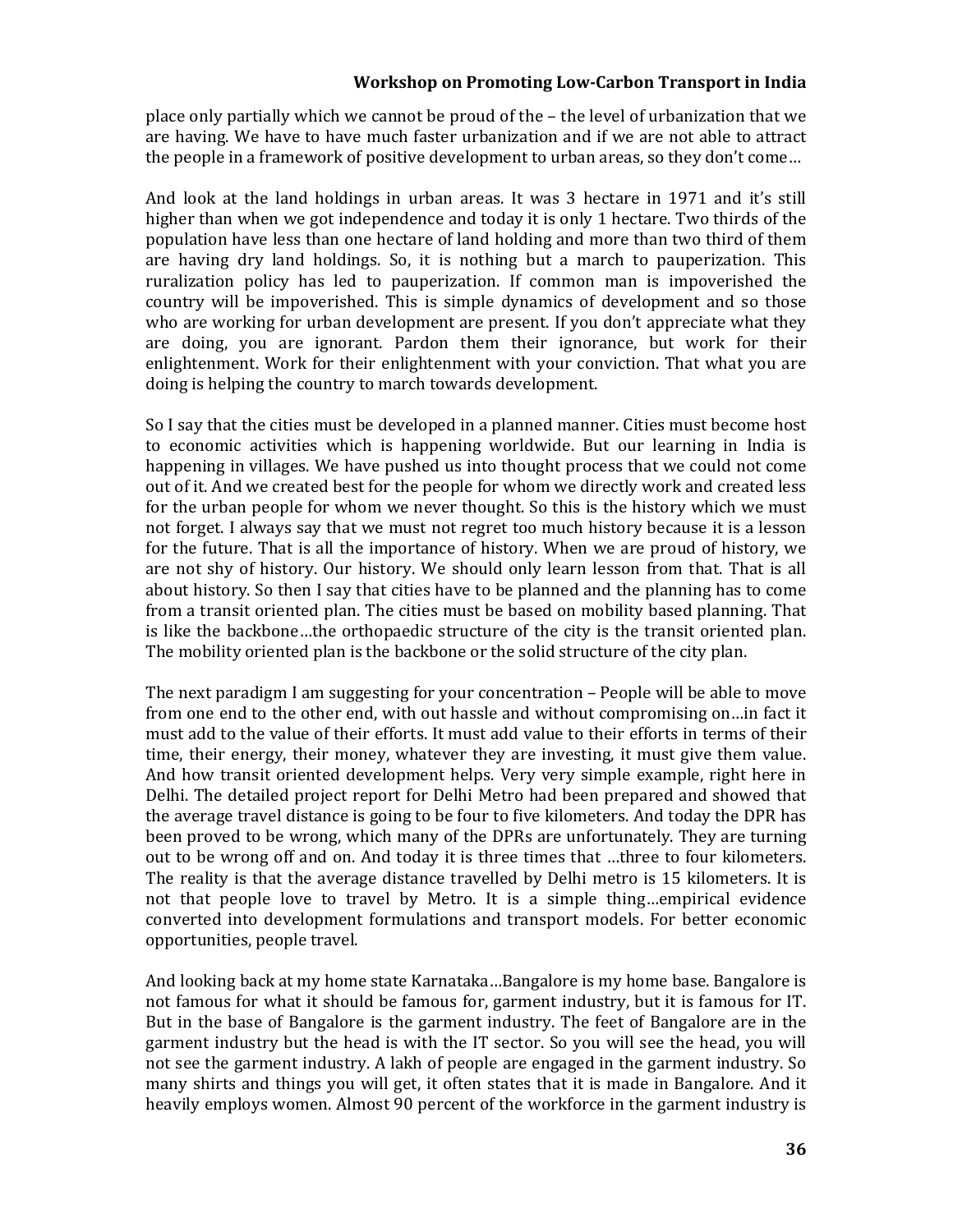place only partially which we cannot be proud of the – the level of urbanization that we are having. We have to have much faster urbanization and if we are not able to attract the people in a framework of positive development to urban areas, so they don't come…

And look at the land holdings in urban areas. It was 3 hectare in 1971 and it's still higher than when we got independence and today it is only 1 hectare. Two thirds of the population have less than one hectare of land holding and more than two third of them are having dry land holdings. So, it is nothing but a march to pauperization. This ruralization policy has led to pauperization. If common man is impoverished the country will be impoverished. This is simple dynamics of development and so those who are working for urban development are present. If you don't appreciate what they are doing, you are ignorant. Pardon them their ignorance, but work for their enlightenment. Work for their enlightenment with your conviction. That what you are doing is helping the country to march towards development.

So I say that the cities must be developed in a planned manner. Cities must become host to economic activities which is happening worldwide. But our learning in India is happening in villages. We have pushed us into thought process that we could not come out of it. And we created best for the people for whom we directly work and created less for the urban people for whom we never thought. So this is the history which we must not forget. I always say that we must not regret too much history because it is a lesson for the future. That is all the importance of history. When we are proud of history, we are not shy of history. Our history. We should only learn lesson from that. That is all about history. So then I say that cities have to be planned and the planning has to come from a transit oriented plan. The cities must be based on mobility based planning. That is like the backbone…the orthopaedic structure of the city is the transit oriented plan. The mobility oriented plan is the backbone or the solid structure of the city plan.

The next paradigm I am suggesting for your concentration – People will be able to move from one end to the other end, with out hassle and without compromising on…in fact it must add to the value of their efforts. It must add value to their efforts in terms of their time, their energy, their money, whatever they are investing, it must give them value. And how transit oriented development helps. Very very simple example, right here in Delhi. The detailed project report for Delhi Metro had been prepared and showed that the average travel distance is going to be four to five kilometers. And today the DPR has been proved to be wrong, which many of the DPRs are unfortunately. They are turning out to be wrong off and on. And today it is three times that …three to four kilometers. The reality is that the average distance travelled by Delhi metro is 15 kilometers. It is not that people love to travel by Metro. It is a simple thing…empirical evidence converted into development formulations and transport models. For better economic opportunities, people travel.

And looking back at my home state Karnataka…Bangalore is my home base. Bangalore is not famous for what it should be famous for, garment industry, but it is famous for IT. But in the base of Bangalore is the garment industry. The feet of Bangalore are in the garment industry but the head is with the IT sector. So you will see the head, you will not see the garment industry. A lakh of people are engaged in the garment industry. So many shirts and things you will get, it often states that it is made in Bangalore. And it heavily employs women. Almost 90 percent of the workforce in the garment industry is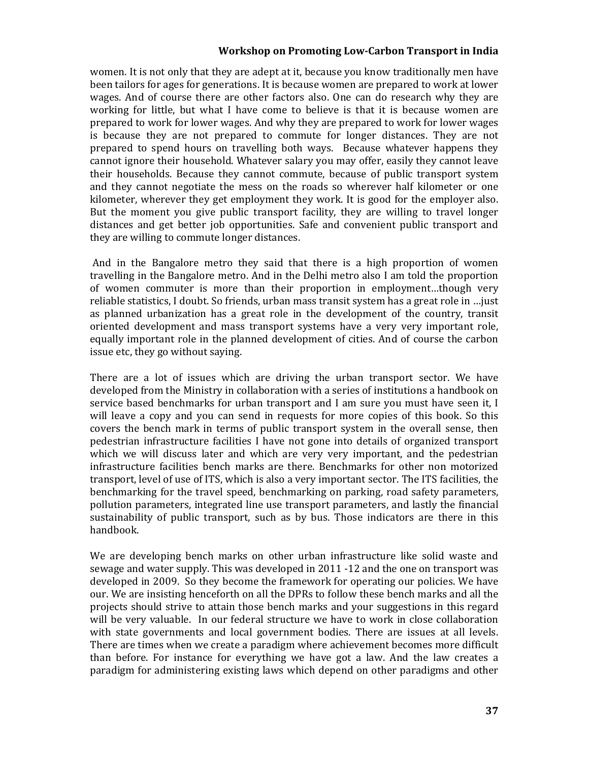women. It is not only that they are adept at it, because you know traditionally men have been tailors for ages for generations. It is because women are prepared to work at lower wages. And of course there are other factors also. One can do research why they are working for little, but what I have come to believe is that it is because women are prepared to work for lower wages. And why they are prepared to work for lower wages is because they are not prepared to commute for longer distances. They are not prepared to spend hours on travelling both ways. Because whatever happens they cannot ignore their household. Whatever salary you may offer, easily they cannot leave their households. Because they cannot commute, because of public transport system and they cannot negotiate the mess on the roads so wherever half kilometer or one kilometer, wherever they get employment they work. It is good for the employer also. But the moment you give public transport facility, they are willing to travel longer distances and get better job opportunities. Safe and convenient public transport and they are willing to commute longer distances.

And in the Bangalore metro they said that there is a high proportion of women travelling in the Bangalore metro. And in the Delhi metro also I am told the proportion of women commuter is more than their proportion in employment…though very reliable statistics, I doubt. So friends, urban mass transit system has a great role in …just as planned urbanization has a great role in the development of the country, transit oriented development and mass transport systems have a very very important role, equally important role in the planned development of cities. And of course the carbon issue etc, they go without saying.

There are a lot of issues which are driving the urban transport sector. We have developed from the Ministry in collaboration with a series of institutions a handbook on service based benchmarks for urban transport and I am sure you must have seen it, I will leave a copy and you can send in requests for more copies of this book. So this covers the bench mark in terms of public transport system in the overall sense, then pedestrian infrastructure facilities I have not gone into details of organized transport which we will discuss later and which are very very important, and the pedestrian infrastructure facilities bench marks are there. Benchmarks for other non motorized transport, level of use of ITS, which is also a very important sector. The ITS facilities, the benchmarking for the travel speed, benchmarking on parking, road safety parameters, pollution parameters, integrated line use transport parameters, and lastly the financial sustainability of public transport, such as by bus. Those indicators are there in this handbook.

We are developing bench marks on other urban infrastructure like solid waste and sewage and water supply. This was developed in 2011 -12 and the one on transport was developed in 2009. So they become the framework for operating our policies. We have our. We are insisting henceforth on all the DPRs to follow these bench marks and all the projects should strive to attain those bench marks and your suggestions in this regard will be very valuable. In our federal structure we have to work in close collaboration with state governments and local government bodies. There are issues at all levels. There are times when we create a paradigm where achievement becomes more difficult than before. For instance for everything we have got a law. And the law creates a paradigm for administering existing laws which depend on other paradigms and other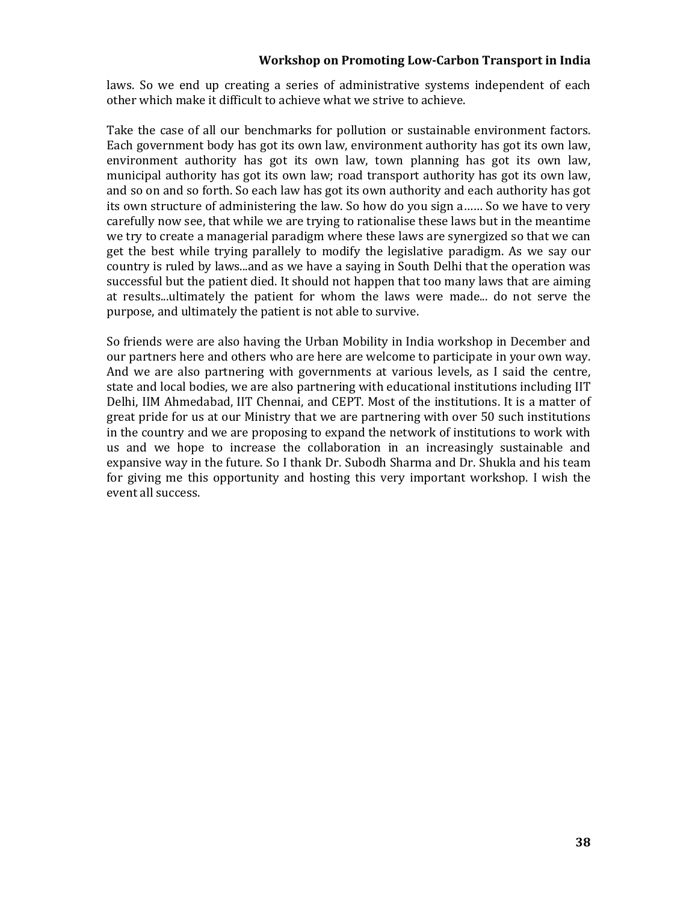laws. So we end up creating a series of administrative systems independent of each other which make it difficult to achieve what we strive to achieve.

Take the case of all our benchmarks for pollution or sustainable environment factors. Each government body has got its own law, environment authority has got its own law, environment authority has got its own law, town planning has got its own law, municipal authority has got its own law; road transport authority has got its own law, and so on and so forth. So each law has got its own authority and each authority has got its own structure of administering the law. So how do you sign a…… So we have to very carefully now see, that while we are trying to rationalise these laws but in the meantime we try to create a managerial paradigm where these laws are synergized so that we can get the best while trying parallely to modify the legislative paradigm. As we say our country is ruled by laws...and as we have a saying in South Delhi that the operation was successful but the patient died. It should not happen that too many laws that are aiming at results...ultimately the patient for whom the laws were made... do not serve the purpose, and ultimately the patient is not able to survive.

So friends were are also having the Urban Mobility in India workshop in December and our partners here and others who are here are welcome to participate in your own way. And we are also partnering with governments at various levels, as I said the centre, state and local bodies, we are also partnering with educational institutions including IIT Delhi, IIM Ahmedabad, IIT Chennai, and CEPT. Most of the institutions. It is a matter of great pride for us at our Ministry that we are partnering with over 50 such institutions in the country and we are proposing to expand the network of institutions to work with us and we hope to increase the collaboration in an increasingly sustainable and expansive way in the future. So I thank Dr. Subodh Sharma and Dr. Shukla and his team for giving me this opportunity and hosting this very important workshop. I wish the event all success.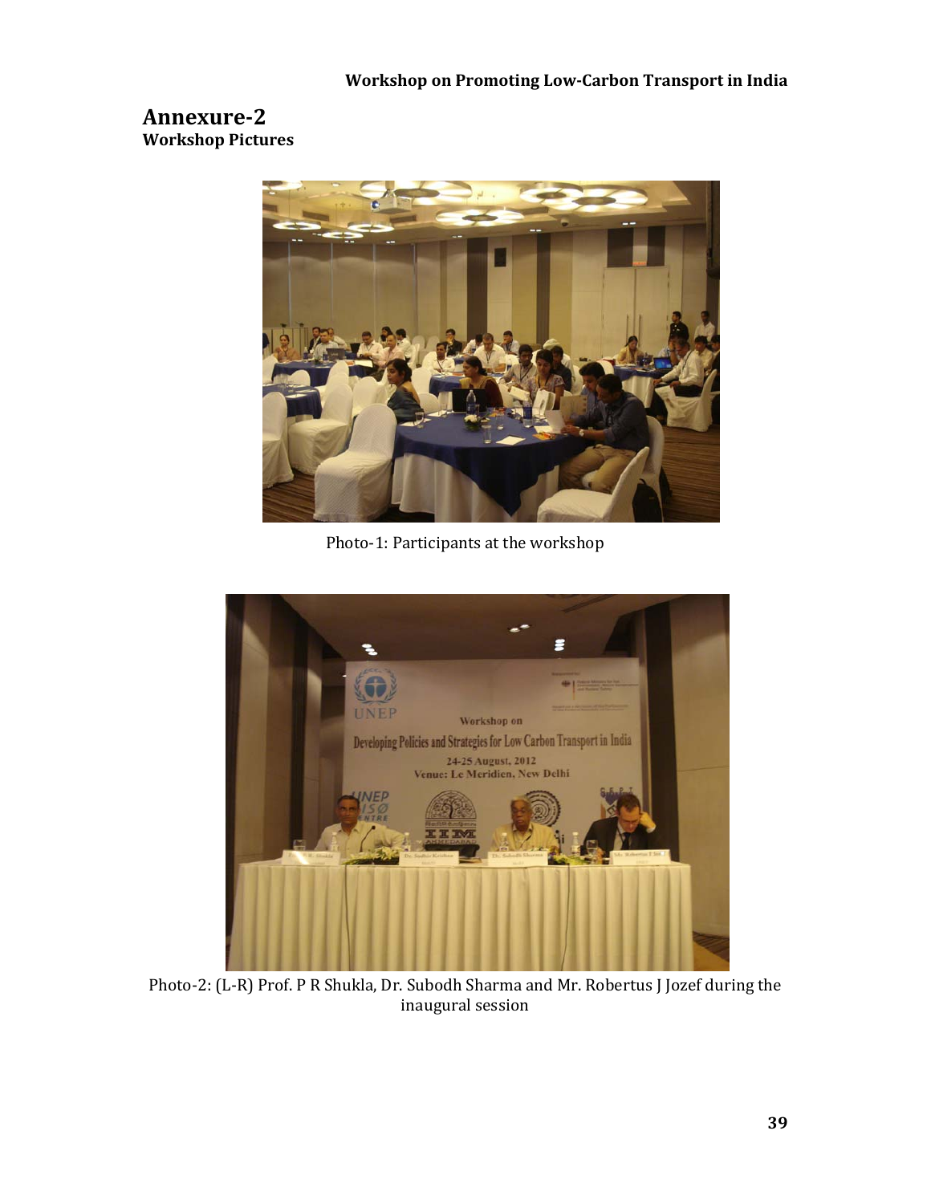# Annexure-2

**Workshop Pictures**

Photo-1: Participants at the workshop

Photo-2: (L-R) Prof. P R Shukla, Dr. Subodh Sharma and Mr. Robertus J Jozef during the inaugural session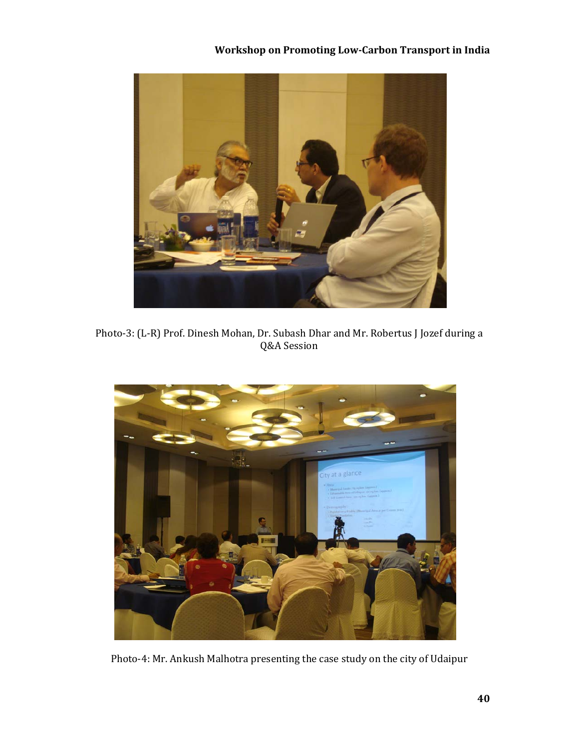Photo-3: (L-R) Prof. Dinesh Mohan, Dr. Subash Dhar and Mr. Robertus J Jozef during a Q&A Session

Photo-4: Mr. Ankush Malhotra presenting the case study on the city of Udaipur